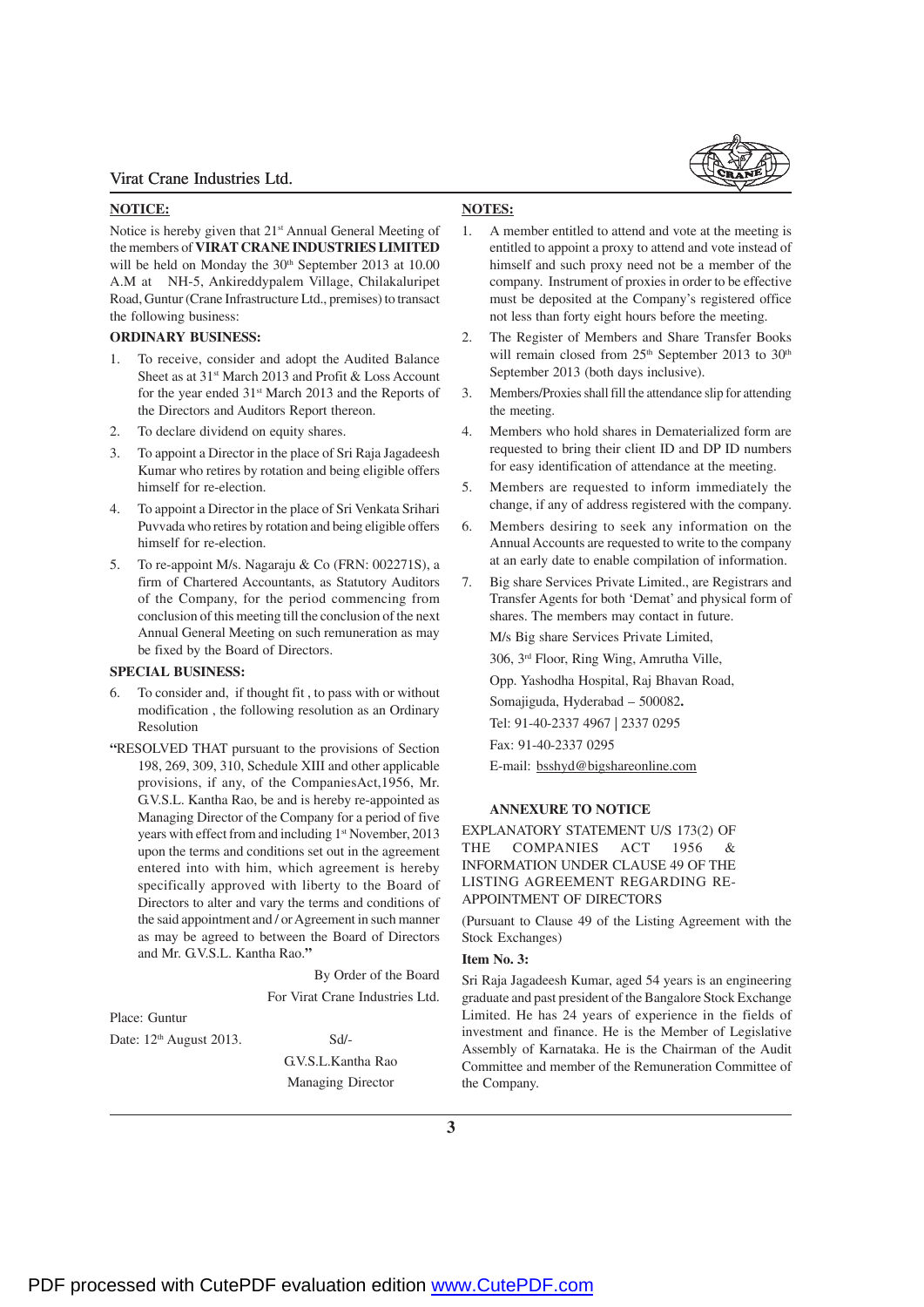## NOTICE:

Notice is hereby given that 21st Annual General Meeting of the members of **VIRAT CRANE INDUSTRIES LIMITED** will be held on Monday the 30th September 2013 at 10.00 A.M at NH-5, Ankireddypalem Village, Chilakaluripet Road, Guntur (Crane Infrastructure Ltd., premises) to transact the following business:

### ORDINARY BUSINESS:

1. To receive, consider and adopt the Audited Balance Sheet as at 31st March 2013 and Profit & Loss Account for the year ended 31st March 2013 and the Reports of the Directors and Auditors Report thereon.
2. To declare dividend on equity shares.
3. To appoint a Director in the place of Sri Raja Jagadeesh Kumar who retires by rotation and being eligible offers himself for re-election.
4. To appoint a Director in the place of Sri Venkata Srihari Puvvada who retires by rotation and being eligible offers himself for re-election.
5. To re-appoint M/s. Nagaraju & Co (FRN: 002271S), a firm of Chartered Accountants, as Statutory Auditors of the Company, for the period commencing from conclusion of this meeting till the conclusion of the next Annual General Meeting on such remuneration as may be fixed by the Board of Directors.

### SPECIAL BUSINESS:

6. To consider and, if thought fit , to pass with or without modification , the following resolution as an Ordinary Resolution

**"**RESOLVED THAT pursuant to the provisions of Section 198, 269, 309, 310, Schedule XIII and other applicable provisions, if any, of the CompaniesAct,1956, Mr. G.V.S.L. Kantha Rao, be and is hereby re-appointed as Managing Director of the Company for a period of five years with effect from and including 1st November, 2013 upon the terms and conditions set out in the agreement entered into with him, which agreement is hereby specifically approved with liberty to the Board of Directors to alter and vary the terms and conditions of the said appointment and / or Agreement in such manner as may be agreed to between the Board of Directors and Mr. G.V.S.L. Kantha Rao.**"**

By Order of the Board
For Virat Crane Industries Ltd.

Place: Guntur
Date: 12th August 2013.

Sd/-
G.V.S.L.Kantha Rao
Managing Director

## NOTES:

1. A member entitled to attend and vote at the meeting is entitled to appoint a proxy to attend and vote instead of himself and such proxy need not be a member of the company. Instrument of proxies in order to be effective must be deposited at the Company's registered office not less than forty eight hours before the meeting.
2. The Register of Members and Share Transfer Books will remain closed from 25th September 2013 to 30th September 2013 (both days inclusive).
3. Members/Proxies shall fill the attendance slip for attending the meeting.
4. Members who hold shares in Dematerialized form are requested to bring their client ID and DP ID numbers for easy identification of attendance at the meeting.
5. Members are requested to inform immediately the change, if any of address registered with the company.
6. Members desiring to seek any information on the Annual Accounts are requested to write to the company at an early date to enable compilation of information.
7. Big share Services Private Limited., are Registrars and Transfer Agents for both 'Demat' and physical form of shares. The members may contact in future.

   M/s Big share Services Private Limited,
   306, 3rd Floor, Ring Wing, Amrutha Ville,
   Opp. Yashodha Hospital, Raj Bhavan Road,
   Somajiguda, Hyderabad – 500082**.**
   Tel: 91-40-2337 4967 | 2337 0295
   Fax: 91-40-2337 0295
   E-mail: bsshyd@bigshareonline.com

### ANNEXURE TO NOTICE

EXPLANATORY STATEMENT U/S 173(2) OF THE COMPANIES ACT 1956 & INFORMATION UNDER CLAUSE 49 OF THE LISTING AGREEMENT REGARDING RE-APPOINTMENT OF DIRECTORS

(Pursuant to Clause 49 of the Listing Agreement with the Stock Exchanges)

**Item No. 3:**

Sri Raja Jagadeesh Kumar, aged 54 years is an engineering graduate and past president of the Bangalore Stock Exchange Limited. He has 24 years of experience in the fields of investment and finance. He is the Member of Legislative Assembly of Karnataka. He is the Chairman of the Audit Committee and member of the Remuneration Committee of the Company.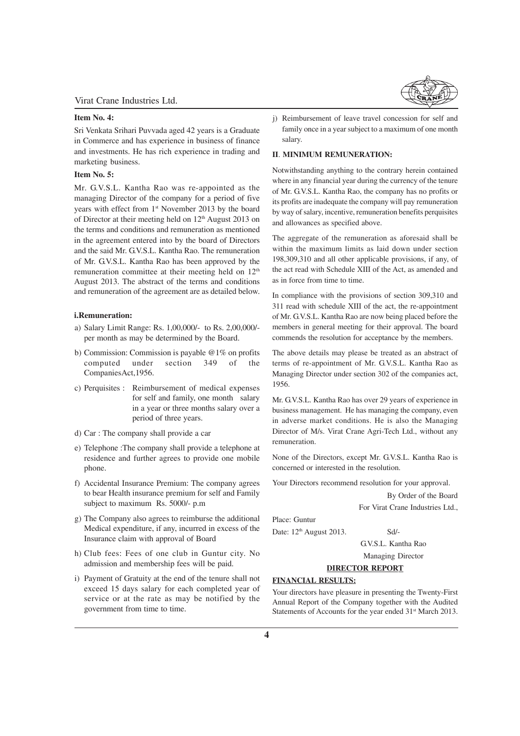**Item No. 4:**

Sri Venkata Srihari Puvvada aged 42 years is a Graduate in Commerce and has experience in business of finance and investments. He has rich experience in trading and marketing business.

**Item No. 5:**

Mr. G.V.S.L. Kantha Rao was re-appointed as the managing Director of the company for a period of five years with effect from 1st November 2013 by the board of Director at their meeting held on 12th August 2013 on the terms and conditions and remuneration as mentioned in the agreement entered into by the board of Directors and the said Mr. G.V.S.L. Kantha Rao. The remuneration of Mr. G.V.S.L. Kantha Rao has been approved by the remuneration committee at their meeting held on 12th August 2013. The abstract of the terms and conditions and remuneration of the agreement are as detailed below.

**i.Remuneration:**

a) Salary Limit Range: Rs. 1,00,000/- to Rs. 2,00,000/- per month as may be determined by the Board.

b) Commission: Commission is payable @1% on profits computed under section 349 of the CompaniesAct,1956.

c) Perquisites : Reimbursement of medical expenses for self and family, one month salary in a year or three months salary over a period of three years.

d) Car : The company shall provide a car

e) Telephone :The company shall provide a telephone at residence and further agrees to provide one mobile phone.

f) Accidental Insurance Premium: The company agrees to bear Health insurance premium for self and Family subject to maximum Rs. 5000/- p.m

g) The Company also agrees to reimburse the additional Medical expenditure, if any, incurred in excess of the Insurance claim with approval of Board

h) Club fees: Fees of one club in Guntur city. No admission and membership fees will be paid.

i) Payment of Gratuity at the end of the tenure shall not exceed 15 days salary for each completed year of service or at the rate as may be notified by the government from time to time.

j) Reimbursement of leave travel concession for self and family once in a year subject to a maximum of one month salary.

**II. MINIMUM REMUNERATION:**

Notwithstanding anything to the contrary herein contained where in any financial year during the currency of the tenure of Mr. G.V.S.L. Kantha Rao, the company has no profits or its profits are inadequate the company will pay remuneration by way of salary, incentive, remuneration benefits perquisites and allowances as specified above.

The aggregate of the remuneration as aforesaid shall be within the maximum limits as laid down under section 198,309,310 and all other applicable provisions, if any, of the act read with Schedule XIII of the Act, as amended and as in force from time to time.

In compliance with the provisions of section 309,310 and 311 read with schedule XIII of the act, the re-appointment of Mr. G.V.S.L. Kantha Rao are now being placed before the members in general meeting for their approval. The board commends the resolution for acceptance by the members.

The above details may please be treated as an abstract of terms of re-appointment of Mr. G.V.S.L. Kantha Rao as Managing Director under section 302 of the companies act, 1956.

Mr. G.V.S.L. Kantha Rao has over 29 years of experience in business management. He has managing the company, even in adverse market conditions. He is also the Managing Director of M/s. Virat Crane Agri-Tech Ltd., without any remuneration.

None of the Directors, except Mr. G.V.S.L. Kantha Rao is concerned or interested in the resolution.

Your Directors recommend resolution for your approval.

By Order of the Board
For Virat Crane Industries Ltd.,

Place: Guntur
Date: 12th August 2013.

Sd/-
G.V.S.L. Kantha Rao
Managing Director

## DIRECTOR REPORT

**FINANCIAL RESULTS:**

Your directors have pleasure in presenting the Twenty-First Annual Report of the Company together with the Audited Statements of Accounts for the year ended 31st March 2013.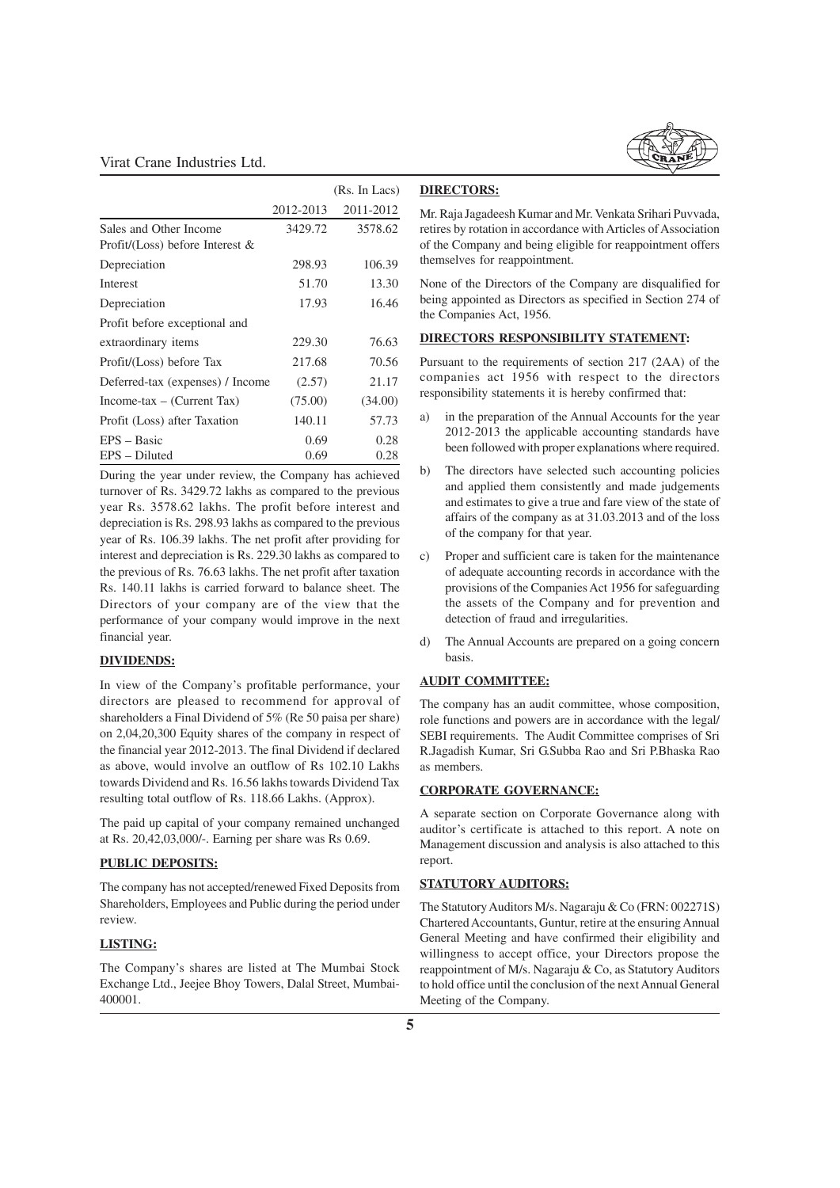| | | (Rs. In Lacs) |
|---|---|---|
| | 2012-2013 | 2011-2012 |
| Sales and Other Income | 3429.72 | 3578.62 |
| Profit/(Loss) before Interest & Depreciation | 298.93 | 106.39 |
| Interest | 51.70 | 13.30 |
| Depreciation | 17.93 | 16.46 |
| Profit before exceptional and extraordinary items | 229.30 | 76.63 |
| Profit/(Loss) before Tax | 217.68 | 70.56 |
| Deferred-tax (expenses) / Income | (2.57) | 21.17 |
| Income-tax – (Current Tax) | (75.00) | (34.00) |
| Profit (Loss) after Taxation | 140.11 | 57.73 |
| EPS – Basic | 0.69 | 0.28 |
| EPS – Diluted | 0.69 | 0.28 |

During the year under review, the Company has achieved turnover of Rs. 3429.72 lakhs as compared to the previous year Rs. 3578.62 lakhs. The profit before interest and depreciation is Rs. 298.93 lakhs as compared to the previous year of Rs. 106.39 lakhs. The net profit after providing for interest and depreciation is Rs. 229.30 lakhs as compared to the previous of Rs. 76.63 lakhs. The net profit after taxation Rs. 140.11 lakhs is carried forward to balance sheet. The Directors of your company are of the view that the performance of your company would improve in the next financial year.

**DIVIDENDS:**

In view of the Company's profitable performance, your directors are pleased to recommend for approval of shareholders a Final Dividend of 5% (Re 50 paisa per share) on 2,04,20,300 Equity shares of the company in respect of the financial year 2012-2013. The final Dividend if declared as above, would involve an outflow of Rs 102.10 Lakhs towards Dividend and Rs. 16.56 lakhs towards Dividend Tax resulting total outflow of Rs. 118.66 Lakhs. (Approx).

The paid up capital of your company remained unchanged at Rs. 20,42,03,000/-. Earning per share was Rs 0.69.

**PUBLIC DEPOSITS:**

The company has not accepted/renewed Fixed Deposits from Shareholders, Employees and Public during the period under review.

**LISTING:**

The Company's shares are listed at The Mumbai Stock Exchange Ltd., Jeejee Bhoy Towers, Dalal Street, Mumbai-400001.

**DIRECTORS:**

Mr. Raja Jagadeesh Kumar and Mr. Venkata Srihari Puvvada, retires by rotation in accordance with Articles of Association of the Company and being eligible for reappointment offers themselves for reappointment.

None of the Directors of the Company are disqualified for being appointed as Directors as specified in Section 274 of the Companies Act, 1956.

**DIRECTORS RESPONSIBILITY STATEMENT:**

Pursuant to the requirements of section 217 (2AA) of the companies act 1956 with respect to the directors responsibility statements it is hereby confirmed that:

a) in the preparation of the Annual Accounts for the year 2012-2013 the applicable accounting standards have been followed with proper explanations where required.

b) The directors have selected such accounting policies and applied them consistently and made judgements and estimates to give a true and fare view of the state of affairs of the company as at 31.03.2013 and of the loss of the company for that year.

c) Proper and sufficient care is taken for the maintenance of adequate accounting records in accordance with the provisions of the Companies Act 1956 for safeguarding the assets of the Company and for prevention and detection of fraud and irregularities.

d) The Annual Accounts are prepared on a going concern basis.

**AUDIT COMMITTEE:**

The company has an audit committee, whose composition, role functions and powers are in accordance with the legal/ SEBI requirements. The Audit Committee comprises of Sri R.Jagadish Kumar, Sri G.Subba Rao and Sri P.Bhaska Rao as members.

**CORPORATE GOVERNANCE:**

A separate section on Corporate Governance along with auditor's certificate is attached to this report. A note on Management discussion and analysis is also attached to this report.

**STATUTORY AUDITORS:**

The Statutory Auditors M/s. Nagaraju & Co (FRN: 002271S) Chartered Accountants, Guntur, retire at the ensuring Annual General Meeting and have confirmed their eligibility and willingness to accept office, your Directors propose the reappointment of M/s. Nagaraju & Co, as Statutory Auditors to hold office until the conclusion of the next Annual General Meeting of the Company.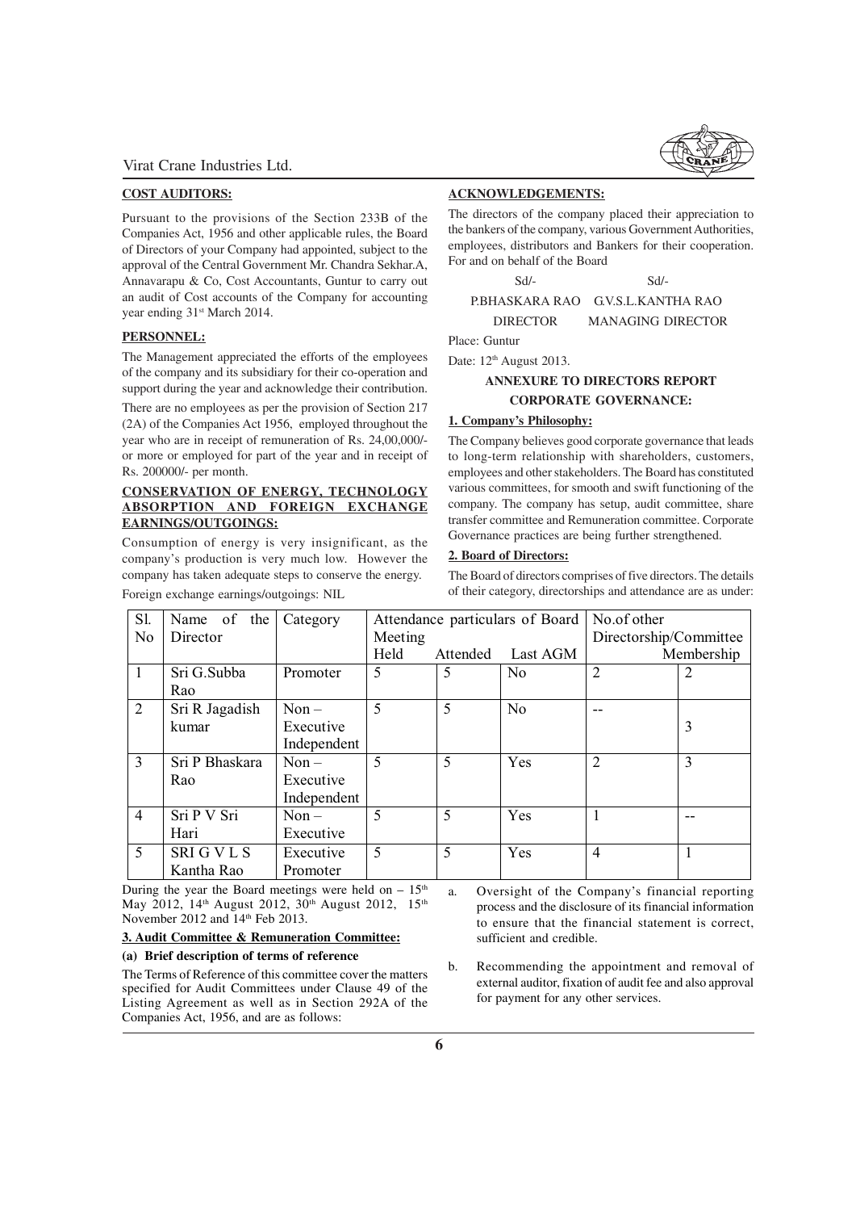**COST AUDITORS:**

Pursuant to the provisions of the Section 233B of the Companies Act, 1956 and other applicable rules, the Board of Directors of your Company had appointed, subject to the approval of the Central Government Mr. Chandra Sekhar.A, Annavarapu & Co, Cost Accountants, Guntur to carry out an audit of Cost accounts of the Company for accounting year ending 31st March 2014.

**PERSONNEL:**

The Management appreciated the efforts of the employees of the company and its subsidiary for their co-operation and support during the year and acknowledge their contribution.

There are no employees as per the provision of Section 217 (2A) of the Companies Act 1956, employed throughout the year who are in receipt of remuneration of Rs. 24,00,000/- or more or employed for part of the year and in receipt of Rs. 200000/- per month.

**CONSERVATION OF ENERGY, TECHNOLOGY ABSORPTION AND FOREIGN EXCHANGE EARNINGS/OUTGOINGS:**

Consumption of energy is very insignificant, as the company's production is very much low. However the company has taken adequate steps to conserve the energy.

Foreign exchange earnings/outgoings: NIL

**ACKNOWLEDGEMENTS:**

The directors of the company placed their appreciation to the bankers of the company, various Government Authorities, employees, distributors and Bankers for their cooperation.

For and on behalf of the Board

| Sd/- | Sd/- |
|---|---|
| P.BHASKARA RAO | G.V.S.L.KANTHA RAO |
| DIRECTOR | MANAGING DIRECTOR |

Place: Guntur

Date: 12th August 2013.

## ANNEXURE TO DIRECTORS REPORT

## CORPORATE GOVERNANCE:

**1. Company's Philosophy:**

The Company believes good corporate governance that leads to long-term relationship with shareholders, customers, employees and other stakeholders. The Board has constituted various committees, for smooth and swift functioning of the company. The company has setup, audit committee, share transfer committee and Remuneration committee. Corporate Governance practices are being further strengthened.

**2. Board of Directors:**

The Board of directors comprises of five directors. The details of their category, directorships and attendance are as under:

| Sl. No | Name of the Director | Category | Attendance particulars of Board Meeting | | | No.of other Directorship/Committee Membership | |
|---|---|---|---|---|---|---|---|
| | | | Held | Attended | Last AGM | | |
| 1 | Sri G.Subba Rao | Promoter | 5 | 5 | No | 2 | 2 |
| 2 | Sri R Jagadish kumar | Non – Executive Independent | 5 | 5 | No | -- | 3 |
| 3 | Sri P Bhaskara Rao | Non – Executive Independent | 5 | 5 | Yes | 2 | 3 |
| 4 | Sri P V Sri Hari | Non – Executive | 5 | 5 | Yes | 1 | -- |
| 5 | SRI G V L S Kantha Rao | Executive Promoter | 5 | 5 | Yes | 4 | 1 |

During the year the Board meetings were held on – 15th May 2012, 14th August 2012, 30th August 2012, 15th November 2012 and 14th Feb 2013.

**3. Audit Committee & Remuneration Committee:**

**(a) Brief description of terms of reference**

The Terms of Reference of this committee cover the matters specified for Audit Committees under Clause 49 of the Listing Agreement as well as in Section 292A of the Companies Act, 1956, and are as follows:

a. Oversight of the Company's financial reporting process and the disclosure of its financial information to ensure that the financial statement is correct, sufficient and credible.

b. Recommending the appointment and removal of external auditor, fixation of audit fee and also approval for payment for any other services.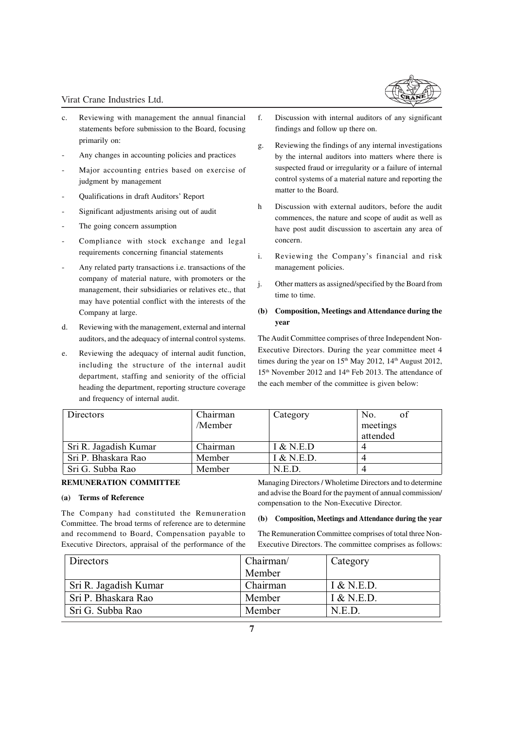c. Reviewing with management the annual financial statements before submission to the Board, focusing primarily on:

- Any changes in accounting policies and practices
- Major accounting entries based on exercise of judgment by management
- Qualifications in draft Auditors' Report
- Significant adjustments arising out of audit
- The going concern assumption
- Compliance with stock exchange and legal requirements concerning financial statements
- Any related party transactions i.e. transactions of the company of material nature, with promoters or the management, their subsidiaries or relatives etc., that may have potential conflict with the interests of the Company at large.

d. Reviewing with the management, external and internal auditors, and the adequacy of internal control systems.

e. Reviewing the adequacy of internal audit function, including the structure of the internal audit department, staffing and seniority of the official heading the department, reporting structure coverage and frequency of internal audit.

f. Discussion with internal auditors of any significant findings and follow up there on.

g. Reviewing the findings of any internal investigations by the internal auditors into matters where there is suspected fraud or irregularity or a failure of internal control systems of a material nature and reporting the matter to the Board.

h Discussion with external auditors, before the audit commences, the nature and scope of audit as well as have post audit discussion to ascertain any area of concern.

i. Reviewing the Company's financial and risk management policies.

j. Other matters as assigned/specified by the Board from time to time.

**(b) Composition, Meetings and Attendance during the year**

The Audit Committee comprises of three Independent Non-Executive Directors. During the year committee meet 4 times during the year on 15th May 2012, 14th August 2012, 15th November 2012 and 14th Feb 2013. The attendance of the each member of the committee is given below:

| Directors | Chairman /Member | Category | No. of meetings attended |
|---|---|---|---|
| Sri R. Jagadish Kumar | Chairman | I & N.E.D | 4 |
| Sri P. Bhaskara Rao | Member | I & N.E.D. | 4 |
| Sri G. Subba Rao | Member | N.E.D. | 4 |

**REMUNERATION COMMITTEE**

**(a) Terms of Reference**

The Company had constituted the Remuneration Committee. The broad terms of reference are to determine and recommend to Board, Compensation payable to Executive Directors, appraisal of the performance of the Managing Directors / Wholetime Directors and to determine and advise the Board for the payment of annual commission/ compensation to the Non-Executive Director.

**(b) Composition, Meetings and Attendance during the year**

The Remuneration Committee comprises of total three Non-Executive Directors. The committee comprises as follows:

| Directors | Chairman/ Member | Category |
|---|---|---|
| Sri R. Jagadish Kumar | Chairman | I & N.E.D. |
| Sri P. Bhaskara Rao | Member | I & N.E.D. |
| Sri G. Subba Rao | Member | N.E.D. |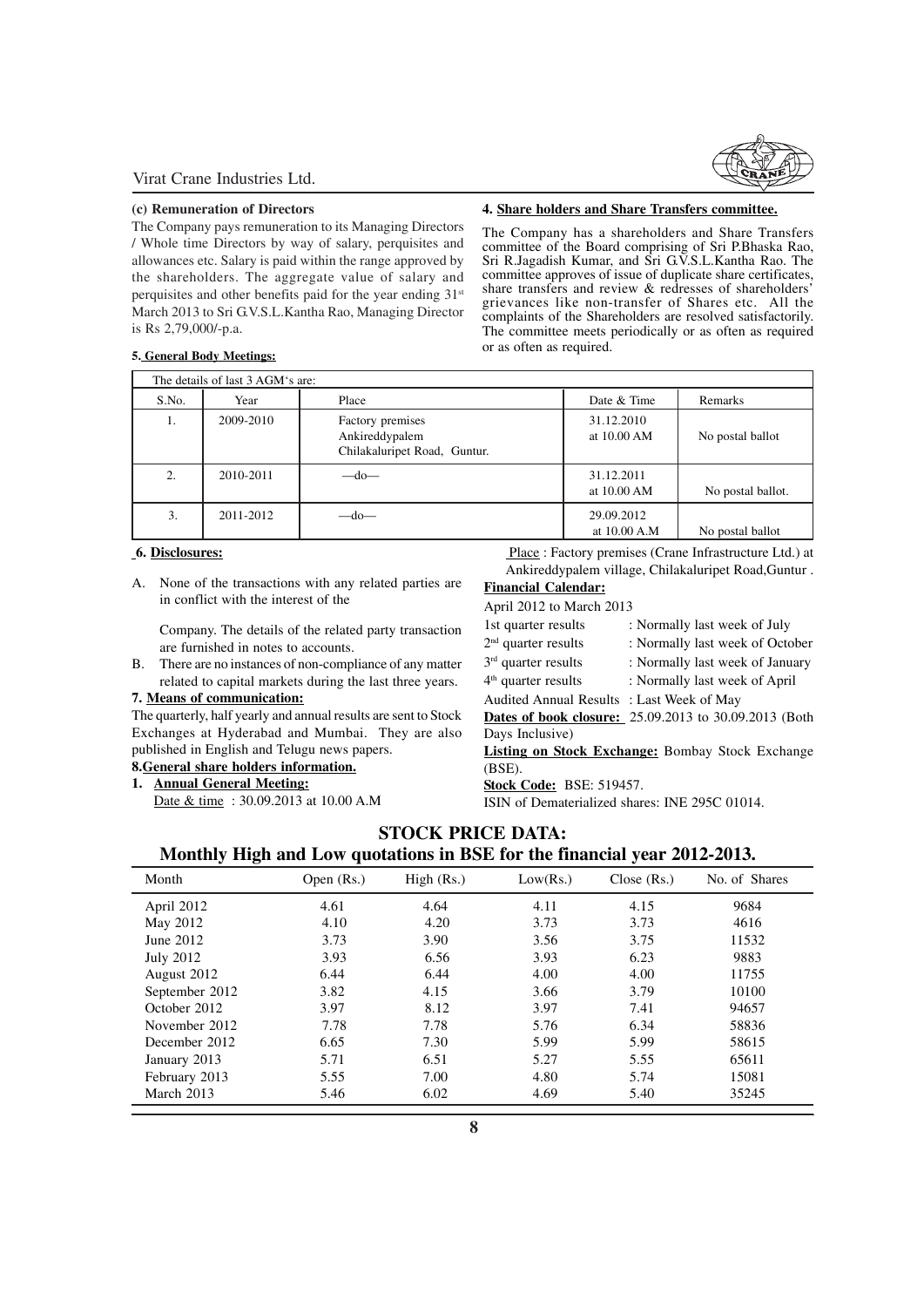**(c) Remuneration of Directors**

The Company pays remuneration to its Managing Directors / Whole time Directors by way of salary, perquisites and allowances etc. Salary is paid within the range approved by the shareholders. The aggregate value of salary and perquisites and other benefits paid for the year ending 31st March 2013 to Sri G.V.S.L.Kantha Rao, Managing Director is Rs 2,79,000/-p.a.

**4. Share holders and Share Transfers committee.**

The Company has a shareholders and Share Transfers committee of the Board comprising of Sri P.Bhaska Rao, Sri R.Jagadish Kumar, and Sri G.V.S.L.Kantha Rao. The committee approves of issue of duplicate share certificates, share transfers and review & redresses of shareholders' grievances like non-transfer of Shares etc. All the complaints of the Shareholders are resolved satisfactorily. The committee meets periodically or as often as required or as often as required.

**5. General Body Meetings:**

The details of last 3 AGM's are:

| S.No. | Year | Place | Date & Time | Remarks |
|---|---|---|---|---|
| 1. | 2009-2010 | Factory premises Ankireddypalem Chilakaluripet Road, Guntur. | 31.12.2010 at 10.00 AM | No postal ballot |
| 2. | 2010-2011 | —do— | 31.12.2011 at 10.00 AM | No postal ballot. |
| 3. | 2011-2012 | —do— | 29.09.2012 at 10.00 A.M | No postal ballot |

**6. Disclosures:**

A. None of the transactions with any related parties are in conflict with the interest of the

Company. The details of the related party transaction are furnished in notes to accounts.

B. There are no instances of non-compliance of any matter related to capital markets during the last three years.

**7. Means of communication:**

The quarterly, half yearly and annual results are sent to Stock Exchanges at Hyderabad and Mumbai. They are also published in English and Telugu news papers.

**8. General share holders information.**

1. **Annual General Meeting:**

   Date & time : 30.09.2013 at 10.00 A.M

   Place : Factory premises (Crane Infrastructure Ltd.) at Ankireddypalem village, Chilakaluripet Road,Guntur .

**Financial Calendar:**

April 2012 to March 2013

1st quarter results : Normally last week of July

2nd quarter results : Normally last week of October

3rd quarter results : Normally last week of January

4th quarter results : Normally last week of April

Audited Annual Results : Last Week of May

**Dates of book closure:** 25.09.2013 to 30.09.2013 (Both Days Inclusive)

**Listing on Stock Exchange:** Bombay Stock Exchange (BSE).

**Stock Code:** BSE: 519457.

ISIN of Dematerialized shares: INE 295C 01014.

## STOCK PRICE DATA:

## Monthly High and Low quotations in BSE for the financial year 2012-2013.

| Month | Open (Rs.) | High (Rs.) | Low(Rs.) | Close (Rs.) | No. of Shares |
|---|---|---|---|---|---|
| April 2012 | 4.61 | 4.64 | 4.11 | 4.15 | 9684 |
| May 2012 | 4.10 | 4.20 | 3.73 | 3.73 | 4616 |
| June 2012 | 3.73 | 3.90 | 3.56 | 3.75 | 11532 |
| July 2012 | 3.93 | 6.56 | 3.93 | 6.23 | 9883 |
| August 2012 | 6.44 | 6.44 | 4.00 | 4.00 | 11755 |
| September 2012 | 3.82 | 4.15 | 3.66 | 3.79 | 10100 |
| October 2012 | 3.97 | 8.12 | 3.97 | 7.41 | 94657 |
| November 2012 | 7.78 | 7.78 | 5.76 | 6.34 | 58836 |
| December 2012 | 6.65 | 7.30 | 5.99 | 5.99 | 58615 |
| January 2013 | 5.71 | 6.51 | 5.27 | 5.55 | 65611 |
| February 2013 | 5.55 | 7.00 | 4.80 | 5.74 | 15081 |
| March 2013 | 5.46 | 6.02 | 4.69 | 5.40 | 35245 |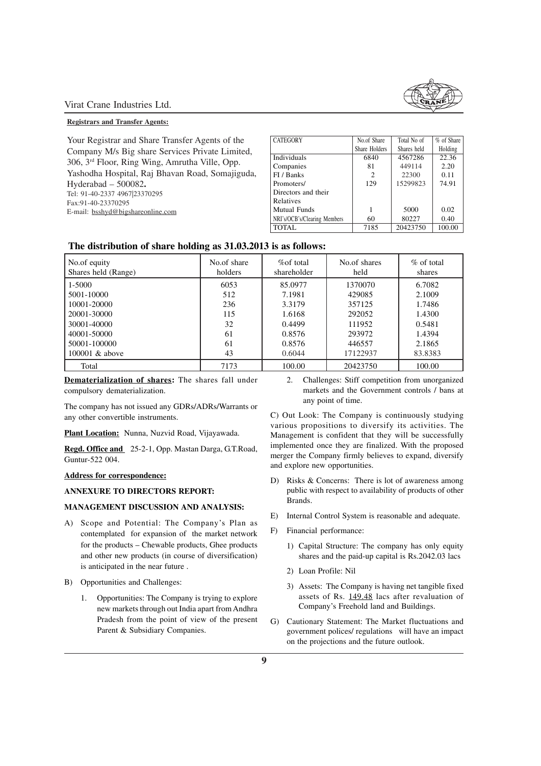**Registrars and Transfer Agents:**

Your Registrar and Share Transfer Agents of the Company M/s Big share Services Private Limited, 306, 3rd Floor, Ring Wing, Amrutha Ville, Opp. Yashodha Hospital, Raj Bhavan Road, Somajiguda, Hyderabad – 500082.
Tel: 91-40-2337 4967|23370295
Fax:91-40-23370295
E-mail: bsshyd@bigshareonline.com

| CATEGORY | No.of Share Share Holders | Total No of Shares held | % of Share Holding |
|---|---|---|---|
| Individuals | 6840 | 4567286 | 22.36 |
| Companies | 81 | 449114 | 2.20 |
| FI / Banks | 2 | 22300 | 0.11 |
| Promoters/ Directors and their Relatives | 129 | 15299823 | 74.91 |
| Mutual Funds | 1 | 5000 | 0.02 |
| NRI's/OCB's/Clearing Members | 60 | 80227 | 0.40 |
| TOTAL | 7185 | 20423750 | 100.00 |

### The distribution of share holding as 31.03.2013 is as follows:

| No.of equity Shares held (Range) | No.of share holders | %of total shareholder | No.of shares held | % of total shares |
|---|---|---|---|---|
| 1-5000 | 6053 | 85.0977 | 1370070 | 6.7082 |
| 5001-10000 | 512 | 7.1981 | 429085 | 2.1009 |
| 10001-20000 | 236 | 3.3179 | 357125 | 1.7486 |
| 20001-30000 | 115 | 1.6168 | 292052 | 1.4300 |
| 30001-40000 | 32 | 0.4499 | 111952 | 0.5481 |
| 40001-50000 | 61 | 0.8576 | 293972 | 1.4394 |
| 50001-100000 | 61 | 0.8576 | 446557 | 2.1865 |
| 100001 & above | 43 | 0.6044 | 17122937 | 83.8383 |
| Total | 7173 | 100.00 | 20423750 | 100.00 |

**Dematerialization of shares:** The shares fall under compulsory dematerialization.

The company has not issued any GDRs/ADRs/Warrants or any other convertible instruments.

**Plant Location:** Nunna, Nuzvid Road, Vijayawada.

**Regd. Office and** 25-2-1, Opp. Mastan Darga, G.T.Road, Guntur-522 004.

**Address for correspondence:**

**ANNEXURE TO DIRECTORS REPORT:**

**MANAGEMENT DISCUSSION AND ANALYSIS:**

A) Scope and Potential: The Company's Plan as contemplated for expansion of the market network for the products – Chewable products, Ghee products and other new products (in course of diversification) is anticipated in the near future .

B) Opportunities and Challenges:

1. Opportunities: The Company is trying to explore new markets through out India apart from Andhra Pradesh from the point of view of the present Parent & Subsidiary Companies.

2. Challenges: Stiff competition from unorganized markets and the Government controls / bans at any point of time.

C) Out Look: The Company is continuously studying various propositions to diversify its activities. The Management is confident that they will be successfully implemented once they are finalized. With the proposed merger the Company firmly believes to expand, diversify and explore new opportunities.

D) Risks & Concerns: There is lot of awareness among public with respect to availability of products of other Brands.

E) Internal Control System is reasonable and adequate.

F) Financial performance:

1) Capital Structure: The company has only equity shares and the paid-up capital is Rs.2042.03 lacs

2) Loan Profile: Nil

3) Assets: The Company is having net tangible fixed assets of Rs. 149.48 lacs after revaluation of Company's Freehold land and Buildings.

G) Cautionary Statement: The Market fluctuations and government polices/ regulations will have an impact on the projections and the future outlook.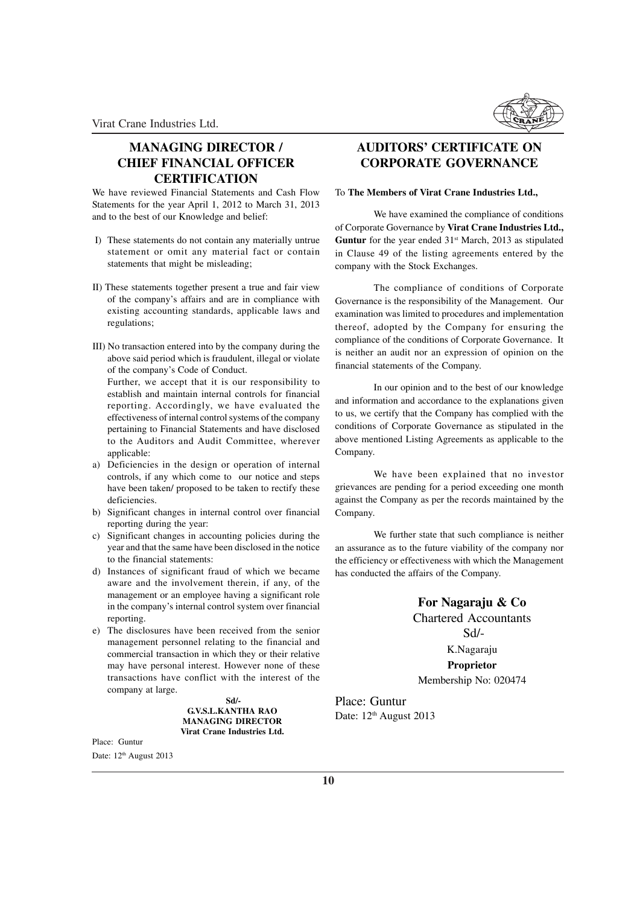## MANAGING DIRECTOR / CHIEF FINANCIAL OFFICER CERTIFICATION

We have reviewed Financial Statements and Cash Flow Statements for the year April 1, 2012 to March 31, 2013 and to the best of our Knowledge and belief:

I) These statements do not contain any materially untrue statement or omit any material fact or contain statements that might be misleading;

II) These statements together present a true and fair view of the company's affairs and are in compliance with existing accounting standards, applicable laws and regulations;

III) No transaction entered into by the company during the above said period which is fraudulent, illegal or violate of the company's Code of Conduct.

Further, we accept that it is our responsibility to establish and maintain internal controls for financial reporting. Accordingly, we have evaluated the effectiveness of internal control systems of the company pertaining to Financial Statements and have disclosed to the Auditors and Audit Committee, wherever applicable:

a) Deficiencies in the design or operation of internal controls, if any which come to our notice and steps have been taken/ proposed to be taken to rectify these deficiencies.
b) Significant changes in internal control over financial reporting during the year:
c) Significant changes in accounting policies during the year and that the same have been disclosed in the notice to the financial statements:
d) Instances of significant fraud of which we became aware and the involvement therein, if any, of the management or an employee having a significant role in the company's internal control system over financial reporting.
e) The disclosures have been received from the senior management personnel relating to the financial and commercial transaction in which they or their relative may have personal interest. However none of these transactions have conflict with the interest of the company at large.

**Sd/-**
**G.V.S.L.KANTHA RAO**
**MANAGING DIRECTOR**
**Virat Crane Industries Ltd.**

Place: Guntur
Date: 12th August 2013

## AUDITORS' CERTIFICATE ON CORPORATE GOVERNANCE

To **The Members of Virat Crane Industries Ltd.,**

We have examined the compliance of conditions of Corporate Governance by **Virat Crane Industries Ltd., Guntur** for the year ended 31st March, 2013 as stipulated in Clause 49 of the listing agreements entered by the company with the Stock Exchanges.

The compliance of conditions of Corporate Governance is the responsibility of the Management. Our examination was limited to procedures and implementation thereof, adopted by the Company for ensuring the compliance of the conditions of Corporate Governance. It is neither an audit nor an expression of opinion on the financial statements of the Company.

In our opinion and to the best of our knowledge and information and accordance to the explanations given to us, we certify that the Company has complied with the conditions of Corporate Governance as stipulated in the above mentioned Listing Agreements as applicable to the Company.

We have been explained that no investor grievances are pending for a period exceeding one month against the Company as per the records maintained by the Company.

We further state that such compliance is neither an assurance as to the future viability of the company nor the efficiency or effectiveness with which the Management has conducted the affairs of the Company.

**For Nagaraju & Co**
Chartered Accountants
Sd/-
K.Nagaraju
**Proprietor**
Membership No: 020474

Place: Guntur
Date: 12th August 2013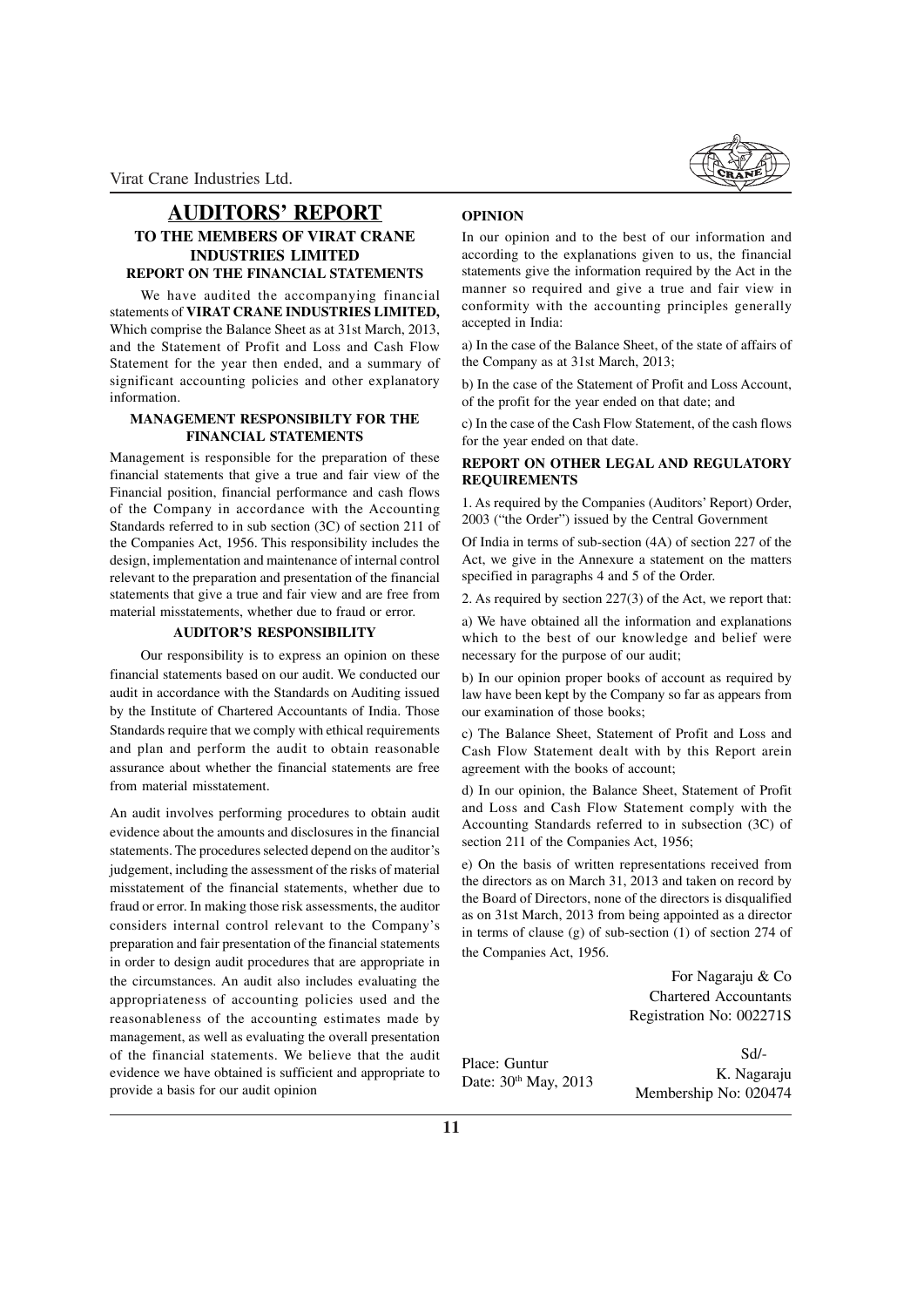# AUDITORS' REPORT

## TO THE MEMBERS OF VIRAT CRANE INDUSTRIES LIMITED

### REPORT ON THE FINANCIAL STATEMENTS

We have audited the accompanying financial statements of **VIRAT CRANE INDUSTRIES LIMITED,** Which comprise the Balance Sheet as at 31st March, 2013, and the Statement of Profit and Loss and Cash Flow Statement for the year then ended, and a summary of significant accounting policies and other explanatory information.

### MANAGEMENT RESPONSIBILTY FOR THE FINANCIAL STATEMENTS

Management is responsible for the preparation of these financial statements that give a true and fair view of the Financial position, financial performance and cash flows of the Company in accordance with the Accounting Standards referred to in sub section (3C) of section 211 of the Companies Act, 1956. This responsibility includes the design, implementation and maintenance of internal control relevant to the preparation and presentation of the financial statements that give a true and fair view and are free from material misstatements, whether due to fraud or error.

### AUDITOR'S RESPONSIBILITY

Our responsibility is to express an opinion on these financial statements based on our audit. We conducted our audit in accordance with the Standards on Auditing issued by the Institute of Chartered Accountants of India. Those Standards require that we comply with ethical requirements and plan and perform the audit to obtain reasonable assurance about whether the financial statements are free from material misstatement.

An audit involves performing procedures to obtain audit evidence about the amounts and disclosures in the financial statements. The procedures selected depend on the auditor's judgement, including the assessment of the risks of material misstatement of the financial statements, whether due to fraud or error. In making those risk assessments, the auditor considers internal control relevant to the Company's preparation and fair presentation of the financial statements in order to design audit procedures that are appropriate in the circumstances. An audit also includes evaluating the appropriateness of accounting policies used and the reasonableness of the accounting estimates made by management, as well as evaluating the overall presentation of the financial statements. We believe that the audit evidence we have obtained is sufficient and appropriate to provide a basis for our audit opinion

### OPINION

In our opinion and to the best of our information and according to the explanations given to us, the financial statements give the information required by the Act in the manner so required and give a true and fair view in conformity with the accounting principles generally accepted in India:

a) In the case of the Balance Sheet, of the state of affairs of the Company as at 31st March, 2013;

b) In the case of the Statement of Profit and Loss Account, of the profit for the year ended on that date; and

c) In the case of the Cash Flow Statement, of the cash flows for the year ended on that date.

### REPORT ON OTHER LEGAL AND REGULATORY REQUIREMENTS

1. As required by the Companies (Auditors' Report) Order, 2003 ("the Order") issued by the Central Government

Of India in terms of sub-section (4A) of section 227 of the Act, we give in the Annexure a statement on the matters specified in paragraphs 4 and 5 of the Order.

2. As required by section 227(3) of the Act, we report that:

a) We have obtained all the information and explanations which to the best of our knowledge and belief were necessary for the purpose of our audit;

b) In our opinion proper books of account as required by law have been kept by the Company so far as appears from our examination of those books;

c) The Balance Sheet, Statement of Profit and Loss and Cash Flow Statement dealt with by this Report arein agreement with the books of account;

d) In our opinion, the Balance Sheet, Statement of Profit and Loss and Cash Flow Statement comply with the Accounting Standards referred to in subsection (3C) of section 211 of the Companies Act, 1956;

e) On the basis of written representations received from the directors as on March 31, 2013 and taken on record by the Board of Directors, none of the directors is disqualified as on 31st March, 2013 from being appointed as a director in terms of clause (g) of sub-section (1) of section 274 of the Companies Act, 1956.

For Nagaraju & Co
Chartered Accountants
Registration No: 002271S

Sd/-
K. Nagaraju
Membership No: 020474

Place: Guntur
Date: 30th May, 2013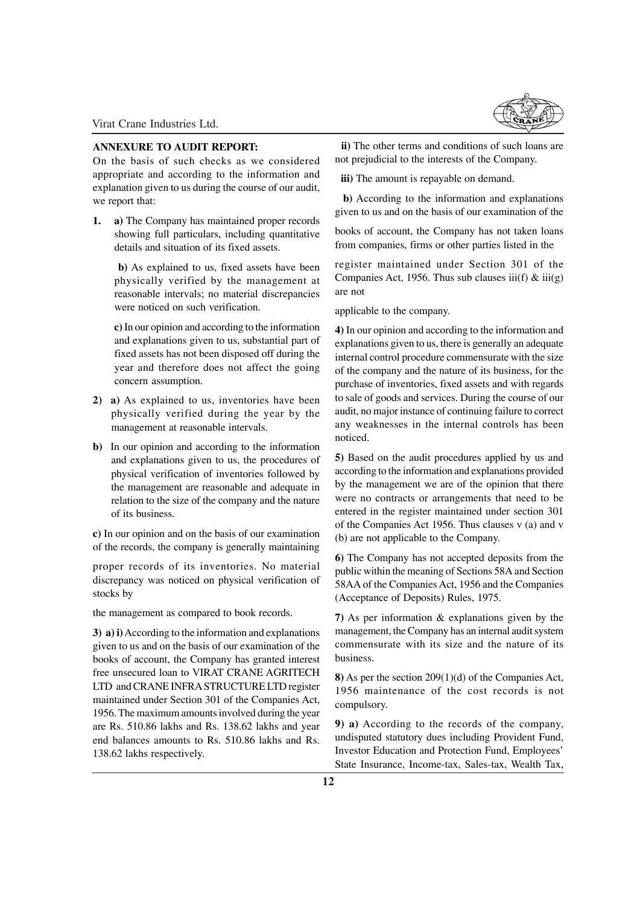**ANNEXURE TO AUDIT REPORT:**

On the basis of such checks as we considered appropriate and according to the information and explanation given to us during the course of our audit, we report that:

1. **a)** The Company has maintained proper records showing full particulars, including quantitative details and situation of its fixed assets.

   **b)** As explained to us, fixed assets have been physically verified by the management at reasonable intervals; no material discrepancies were noticed on such verification.

   **c)** In our opinion and according to the information and explanations given to us, substantial part of fixed assets has not been disposed off during the year and therefore does not affect the going concern assumption.

2) **a)** As explained to us, inventories have been physically verified during the year by the management at reasonable intervals.

**b)** In our opinion and according to the information and explanations given to us, the procedures of physical verification of inventories followed by the management are reasonable and adequate in relation to the size of the company and the nature of its business.

**c)** In our opinion and on the basis of our examination of the records, the company is generally maintaining proper records of its inventories. No material discrepancy was noticed on physical verification of stocks by the management as compared to book records.

**3) a) i)** According to the information and explanations given to us and on the basis of our examination of the books of account, the Company has granted interest free unsecured loan to VIRAT CRANE AGRITECH LTD and CRANE INFRA STRUCTURE LTD register maintained under Section 301 of the Companies Act, 1956. The maximum amounts involved during the year are Rs. 510.86 lakhs and Rs. 138.62 lakhs and year end balances amounts to Rs. 510.86 lakhs and Rs. 138.62 lakhs respectively.

**ii)** The other terms and conditions of such loans are not prejudicial to the interests of the Company.

**iii)** The amount is repayable on demand.

**b)** According to the information and explanations given to us and on the basis of our examination of the books of account, the Company has not taken loans from companies, firms or other parties listed in the register maintained under Section 301 of the Companies Act, 1956. Thus sub clauses iii(f) & iii(g) are not applicable to the company.

**4)** In our opinion and according to the information and explanations given to us, there is generally an adequate internal control procedure commensurate with the size of the company and the nature of its business, for the purchase of inventories, fixed assets and with regards to sale of goods and services. During the course of our audit, no major instance of continuing failure to correct any weaknesses in the internal controls has been noticed.

**5)** Based on the audit procedures applied by us and according to the information and explanations provided by the management we are of the opinion that there were no contracts or arrangements that need to be entered in the register maintained under section 301 of the Companies Act 1956. Thus clauses v (a) and v (b) are not applicable to the Company.

**6)** The Company has not accepted deposits from the public within the meaning of Sections 58A and Section 58AA of the Companies Act, 1956 and the Companies (Acceptance of Deposits) Rules, 1975.

**7)** As per information & explanations given by the management, the Company has an internal audit system commensurate with its size and the nature of its business.

**8)** As per the section 209(1)(d) of the Companies Act, 1956 maintenance of the cost records is not compulsory.

**9) a)** According to the records of the company, undisputed statutory dues including Provident Fund, Investor Education and Protection Fund, Employees' State Insurance, Income-tax, Sales-tax, Wealth Tax,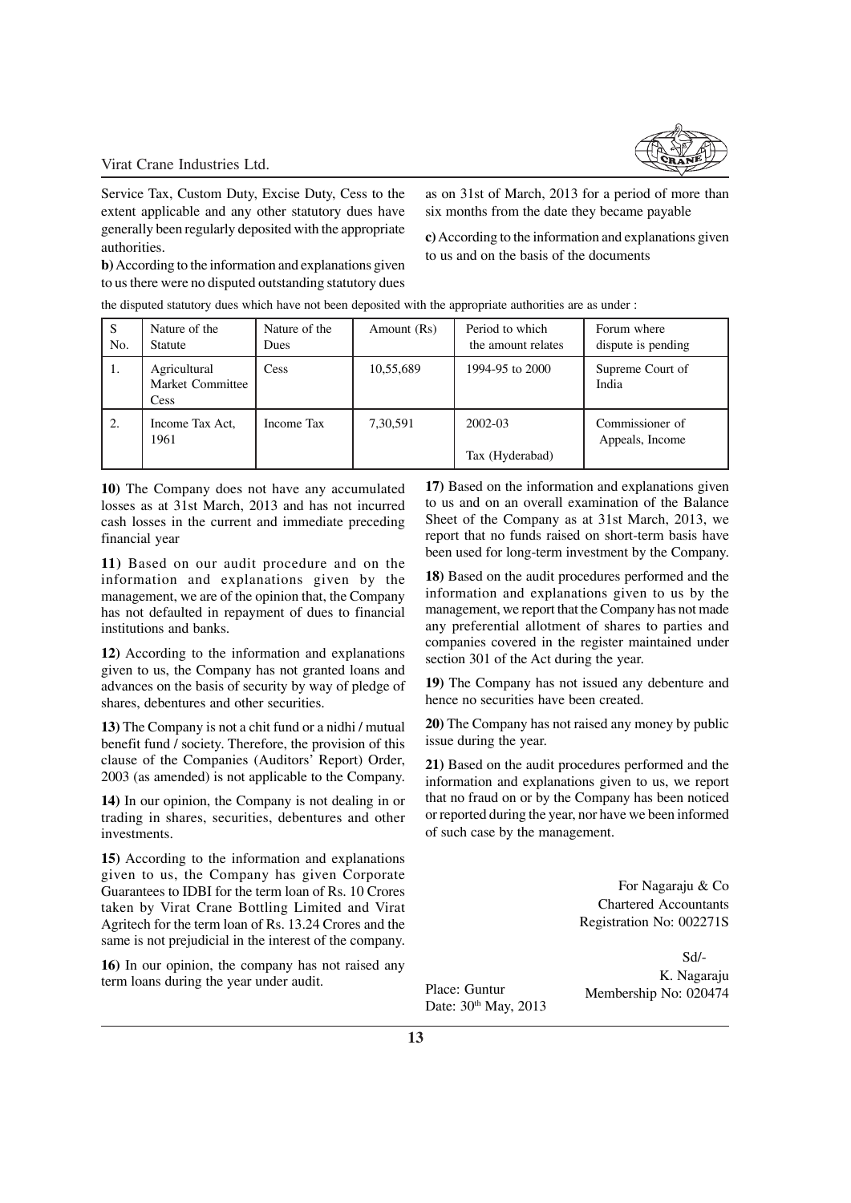Service Tax, Custom Duty, Excise Duty, Cess to the extent applicable and any other statutory dues have generally been regularly deposited with the appropriate authorities.

**b)** According to the information and explanations given to us there were no disputed outstanding statutory dues as on 31st of March, 2013 for a period of more than six months from the date they became payable

**c)** According to the information and explanations given to us and on the basis of the documents

the disputed statutory dues which have not been deposited with the appropriate authorities are as under :

| S No. | Nature of the Statute | Nature of the Dues | Amount (Rs) | Period to which the amount relates | Forum where dispute is pending |
|---|---|---|---|---|---|
| 1. | Agricultural Market Committee Cess | Cess | 10,55,689 | 1994-95 to 2000 | Supreme Court of India |
| 2. | Income Tax Act, 1961 | Income Tax | 7,30,591 | 2002-03 Tax (Hyderabad) | Commissioner of Appeals, Income |

**10)** The Company does not have any accumulated losses as at 31st March, 2013 and has not incurred cash losses in the current and immediate preceding financial year

**11)** Based on our audit procedure and on the information and explanations given by the management, we are of the opinion that, the Company has not defaulted in repayment of dues to financial institutions and banks.

**12)** According to the information and explanations given to us, the Company has not granted loans and advances on the basis of security by way of pledge of shares, debentures and other securities.

**13)** The Company is not a chit fund or a nidhi / mutual benefit fund / society. Therefore, the provision of this clause of the Companies (Auditors' Report) Order, 2003 (as amended) is not applicable to the Company.

**14)** In our opinion, the Company is not dealing in or trading in shares, securities, debentures and other investments.

**15)** According to the information and explanations given to us, the Company has given Corporate Guarantees to IDBI for the term loan of Rs. 10 Crores taken by Virat Crane Bottling Limited and Virat Agritech for the term loan of Rs. 13.24 Crores and the same is not prejudicial in the interest of the company.

**16)** In our opinion, the company has not raised any term loans during the year under audit.

**17)** Based on the information and explanations given to us and on an overall examination of the Balance Sheet of the Company as at 31st March, 2013, we report that no funds raised on short-term basis have been used for long-term investment by the Company.

**18)** Based on the audit procedures performed and the information and explanations given to us by the management, we report that the Company has not made any preferential allotment of shares to parties and companies covered in the register maintained under section 301 of the Act during the year.

**19)** The Company has not issued any debenture and hence no securities have been created.

**20)** The Company has not raised any money by public issue during the year.

**21)** Based on the audit procedures performed and the information and explanations given to us, we report that no fraud on or by the Company has been noticed or reported during the year, nor have we been informed of such case by the management.

For Nagaraju & Co
Chartered Accountants
Registration No: 002271S

Sd/-
K. Nagaraju
Membership No: 020474

Place: Guntur
Date: 30th May, 2013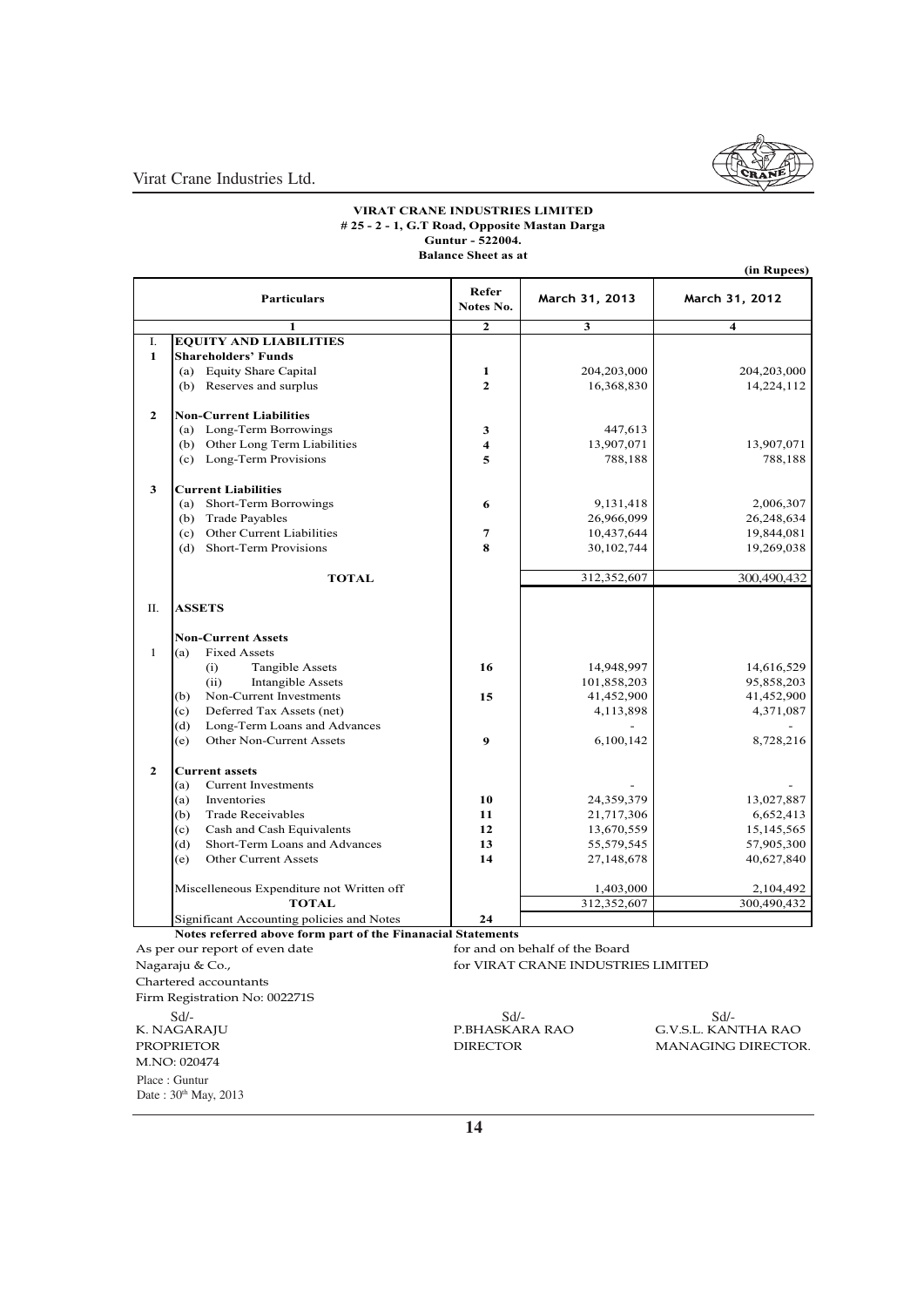**VIRAT CRANE INDUSTRIES LIMITED**
**# 25 - 2 - 1, G.T Road, Opposite Mastan Darga**
**Guntur - 522004.**
**Balance Sheet as at**

(in Rupees)

| | Particulars | Refer Notes No. | March 31, 2013 | March 31, 2012 |
|---|---|---|---|---|
| | 1 | 2 | 3 | 4 |
| I. | **EQUITY AND LIABILITIES** | | | |
| 1 | **Shareholders' Funds** | | | |
| | (a) Equity Share Capital | 1 | 204,203,000 | 204,203,000 |
| | (b) Reserves and surplus | 2 | 16,368,830 | 14,224,112 |
| 2 | **Non-Current Liabilities** | | | |
| | (a) Long-Term Borrowings | 3 | 447,613 | |
| | (b) Other Long Term Liabilities | 4 | 13,907,071 | 13,907,071 |
| | (c) Long-Term Provisions | 5 | 788,188 | 788,188 |
| 3 | **Current Liabilities** | | | |
| | (a) Short-Term Borrowings | 6 | 9,131,418 | 2,006,307 |
| | (b) Trade Payables | | 26,966,099 | 26,248,634 |
| | (c) Other Current Liabilities | 7 | 10,437,644 | 19,844,081 |
| | (d) Short-Term Provisions | 8 | 30,102,744 | 19,269,038 |
| | **TOTAL** | | 312,352,607 | 300,490,432 |
| II. | **ASSETS** | | | |
| | **Non-Current Assets** | | | |
| 1 | (a) Fixed Assets | | | |
| | (i) Tangible Assets | 16 | 14,948,997 | 14,616,529 |
| | (ii) Intangible Assets | | 101,858,203 | 95,858,203 |
| | (b) Non-Current Investments | 15 | 41,452,900 | 41,452,900 |
| | (c) Deferred Tax Assets (net) | | 4,113,898 | 4,371,087 |
| | (d) Long-Term Loans and Advances | | - | - |
| | (e) Other Non-Current Assets | 9 | 6,100,142 | 8,728,216 |
| 2 | **Current assets** | | | |
| | (a) Current Investments | | - | - |
| | (a) Inventories | 10 | 24,359,379 | 13,027,887 |
| | (b) Trade Receivables | 11 | 21,717,306 | 6,652,413 |
| | (c) Cash and Cash Equivalents | 12 | 13,670,559 | 15,145,565 |
| | (d) Short-Term Loans and Advances | 13 | 55,579,545 | 57,905,300 |
| | (e) Other Current Assets | 14 | 27,148,678 | 40,627,840 |
| | Miscellaneous Expenditure not Written off | | 1,403,000 | 2,104,492 |
| | **TOTAL** | | 312,352,607 | 300,490,432 |
| | Significant Accounting policies and Notes | 24 | | |

**Notes referred above form part of the Finanacial Statements**

As per our report of even date
Nagaraju & Co.,
Chartered accountants
Firm Registration No: 002271S

Sd/-
K. NAGARAJU
PROPRIETOR
M.NO: 020474

Place : Guntur
Date : 30th May, 2013

for and on behalf of the Board
for VIRAT CRANE INDUSTRIES LIMITED

Sd/-
P.BHASKARA RAO
DIRECTOR

Sd/-
G.V.S.L. KANTHA RAO
MANAGING DIRECTOR.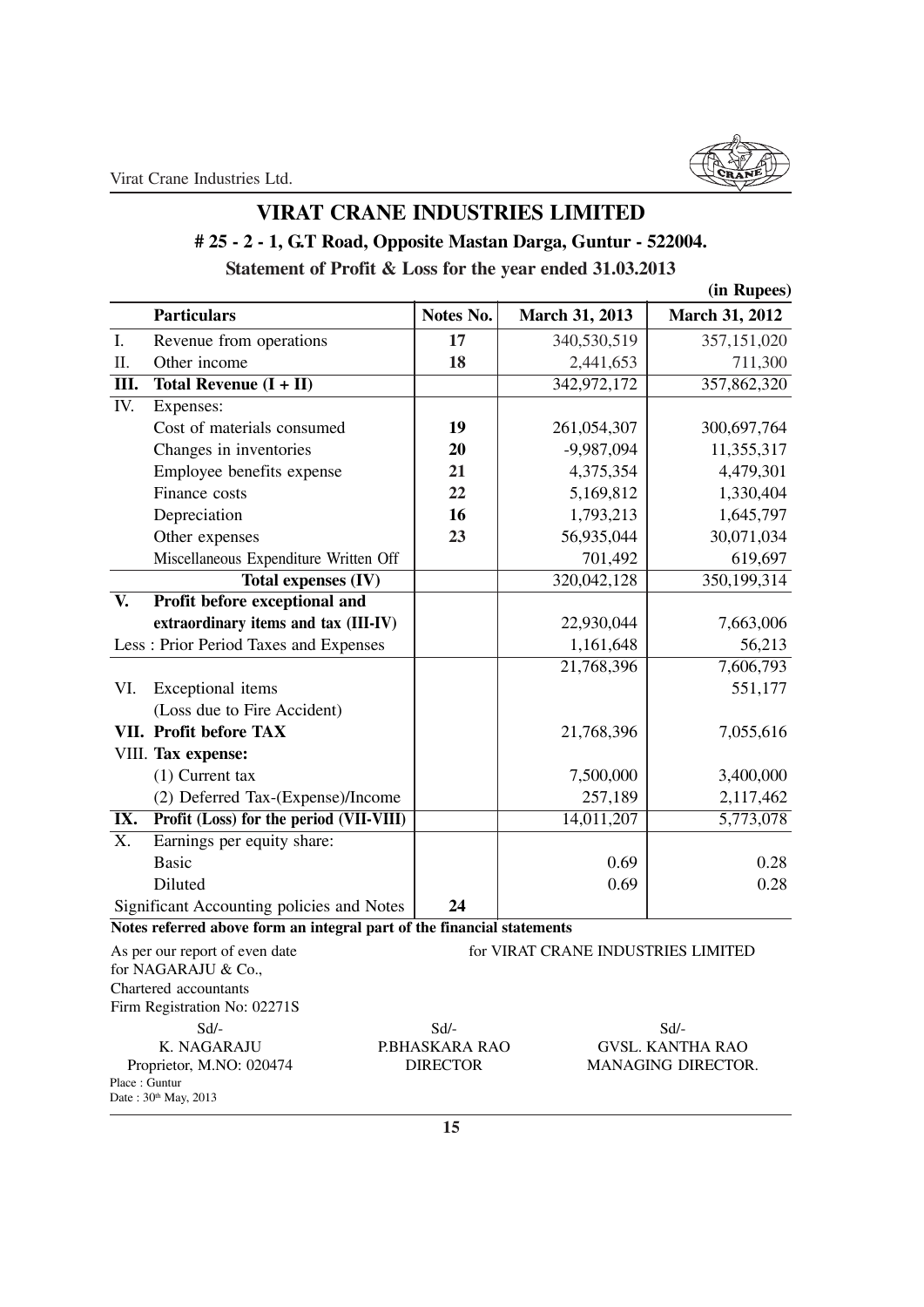# VIRAT CRANE INDUSTRIES LIMITED

## # 25 - 2 - 1, G.T Road, Opposite Mastan Darga, Guntur - 522004.

### Statement of Profit & Loss for the year ended 31.03.2013

(in Rupees)

| | Particulars | Notes No. | March 31, 2013 | March 31, 2012 |
|---|---|---|---|---|
| I. | Revenue from operations | 17 | 340,530,519 | 357,151,020 |
| II. | Other income | 18 | 2,441,653 | 711,300 |
| **III.** | **Total Revenue (I + II)** | | 342,972,172 | 357,862,320 |
| IV. | Expenses: | | | |
| | Cost of materials consumed | 19 | 261,054,307 | 300,697,764 |
| | Changes in inventories | 20 | -9,987,094 | 11,355,317 |
| | Employee benefits expense | 21 | 4,375,354 | 4,479,301 |
| | Finance costs | 22 | 5,169,812 | 1,330,404 |
| | Depreciation | 16 | 1,793,213 | 1,645,797 |
| | Other expenses | 23 | 56,935,044 | 30,071,034 |
| | Miscellaneous Expenditure Written Off | | 701,492 | 619,697 |
| | **Total expenses (IV)** | | 320,042,128 | 350,199,314 |
| **V.** | **Profit before exceptional and extraordinary items and tax (III-IV)** | | 22,930,044 | 7,663,006 |
| | Less : Prior Period Taxes and Expenses | | 1,161,648 | 56,213 |
| | | | 21,768,396 | 7,606,793 |
| VI. | Exceptional items (Loss due to Fire Accident) | | | 551,177 |
| **VII.** | **Profit before TAX** | | 21,768,396 | 7,055,616 |
| VIII. | **Tax expense:** | | | |
| | (1) Current tax | | 7,500,000 | 3,400,000 |
| | (2) Deferred Tax-(Expense)/Income | | 257,189 | 2,117,462 |
| **IX.** | **Profit (Loss) for the period (VII-VIII)** | | 14,011,207 | 5,773,078 |
| X. | Earnings per equity share: | | | |
| | Basic | | 0.69 | 0.28 |
| | Diluted | | 0.69 | 0.28 |
| | Significant Accounting policies and Notes | 24 | | |

**Notes referred above form an integral part of the financial statements**

As per our report of even date
for NAGARAJU & Co.,
Chartered accountants
Firm Registration No: 02271S

for VIRAT CRANE INDUSTRIES LIMITED

| Sd/- | Sd/- | Sd/- |
|---|---|---|
| K. NAGARAJU | P.BHASKARA RAO | GVSL. KANTHA RAO |
| Proprietor, M.NO: 020474 | DIRECTOR | MANAGING DIRECTOR. |

Place : Guntur
Date : 30th May, 2013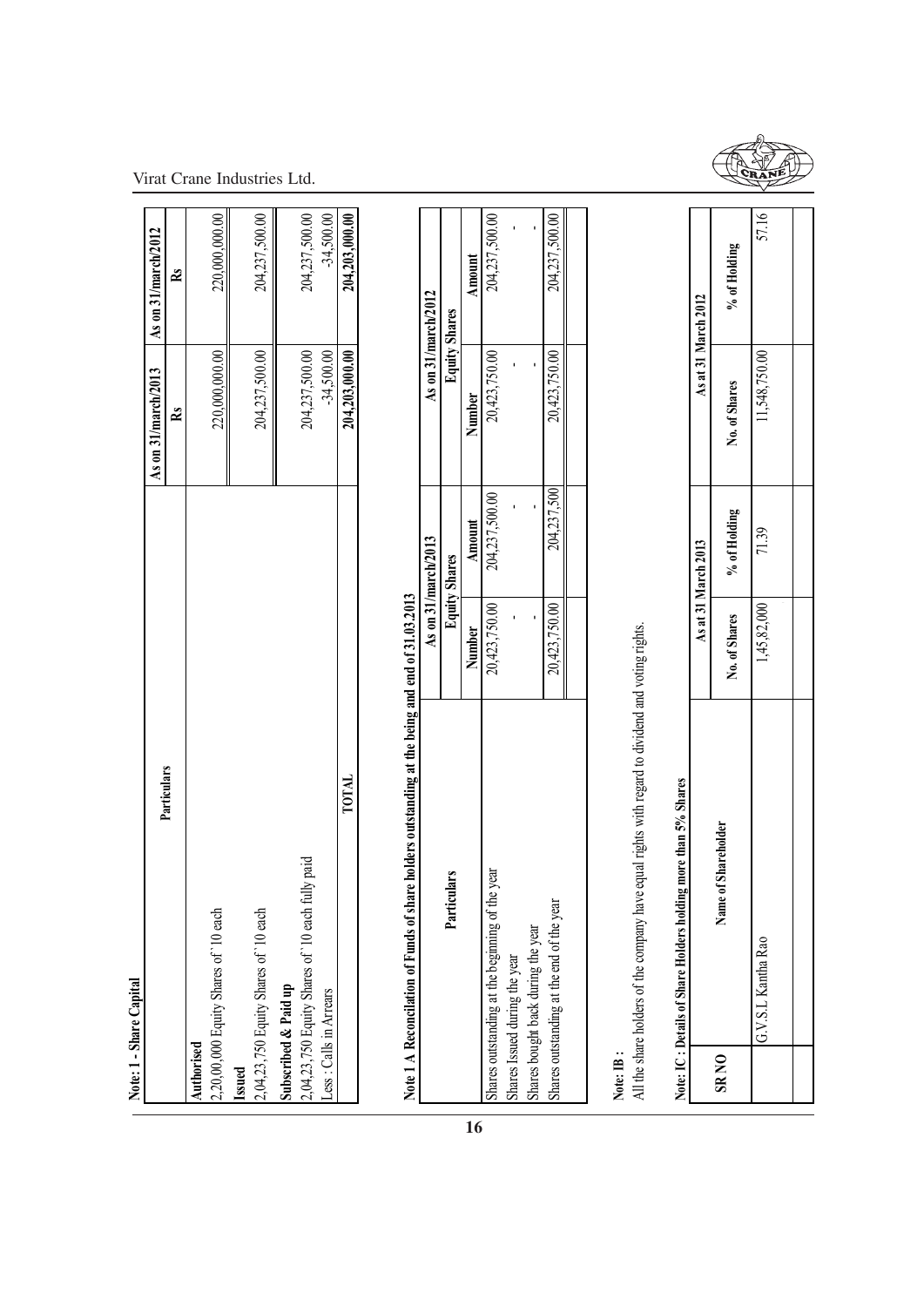**Note: 1 - Share Capital**

| Particulars | As on 31/march/2013 | As on 31/march/2012 |
|---|---|---|
| | Rs | Rs |
| **Authorised** | | |
| 2,20,00,000 Equity Shares of `10 each | 220,000,000.00 | 220,000,000.00 |
| **Issued** | | |
| 2,04,23,750 Equity Shares of `10 each | 204,237,500.00 | 204,237,500.00 |
| **Subscribed & Paid up** | | |
| 2,04,23,750 Equity Shares of `10 each fully paid | 204,237,500.00 | 204,237,500.00 |
| Less : Calls in Arrears | -34,500.00 | -34,500.00 |
| **TOTAL** | **204,203,000.00** | **204,203,000.00** |

**Note 1 A Reconcilation of Funds of share holders outstanding at the being and end of 31.03.2013**

| Particulars | As on 31/march/2013 | | As on 31/march/2012 | |
|---|---|---|---|---|
| | Equity Shares | | Equity Shares | |
| | Number | Amount | Number | Amount |
| Shares outstanding at the beginning of the year | 20,423,750.00 | 204,237,500.00 | 20,423,750.00 | 204,237,500.00 |
| Shares Issued during the year | - | - | - | - |
| Shares bought back during the year | - | - | - | - |
| Shares outstanding at the end of the year | 20,423,750.00 | 204,237,500 | 20,423,750.00 | 204,237,500.00 |

**Note: IB :**

All the share holders of the company have equal rights with regard to dividend and voting rights.

**Note: IC : Details of Share Holders holding more than 5% Shares**

| SR NO | Name of Shareholder | As at 31 March 2013 | | As at 31 March 2012 | |
|---|---|---|---|---|---|
| | | No. of Shares | % of Holding | No. of Shares | % of Holding |
| | G.V.S.L Kantha Rao | 1,45,82,000 | 71.39 | 11,548,750.00 | 57.16 |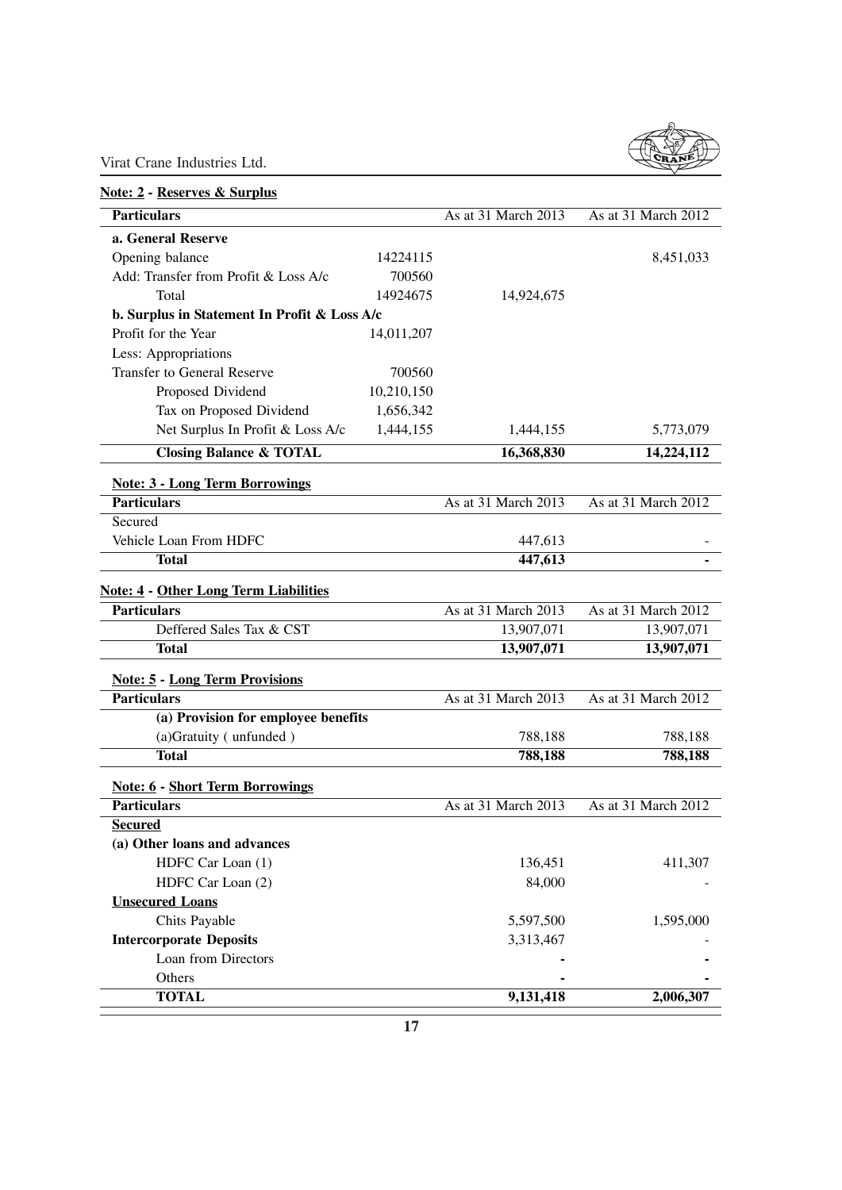**Note: 2 - Reserves & Surplus**

| Particulars | | As at 31 March 2013 | As at 31 March 2012 |
|---|---|---|---|
| **a. General Reserve** | | | |
| Opening balance | 14224115 | | 8,451,033 |
| Add: Transfer from Profit & Loss A/c | 700560 | | |
| Total | 14924675 | 14,924,675 | |
| **b. Surplus in Statement In Profit & Loss A/c** | | | |
| Profit for the Year | 14,011,207 | | |
| Less: Appropriations | | | |
| Transfer to General Reserve | 700560 | | |
| Proposed Dividend | 10,210,150 | | |
| Tax on Proposed Dividend | 1,656,342 | | |
| Net Surplus In Profit & Loss A/c | 1,444,155 | 1,444,155 | 5,773,079 |
| **Closing Balance & TOTAL** | | **16,368,830** | **14,224,112** |

**Note: 3 - Long Term Borrowings**

| Particulars | As at 31 March 2013 | As at 31 March 2012 |
|---|---|---|
| Secured | | |
| Vehicle Loan From HDFC | 447,613 | - |
| **Total** | **447,613** | **-** |

**Note: 4 - Other Long Term Liabilities**

| Particulars | As at 31 March 2013 | As at 31 March 2012 |
|---|---|---|
| Deffered Sales Tax & CST | 13,907,071 | 13,907,071 |
| **Total** | **13,907,071** | **13,907,071** |

**Note: 5 - Long Term Provisions**

| Particulars | As at 31 March 2013 | As at 31 March 2012 |
|---|---|---|
| **(a) Provision for employee benefits** | | |
| (a)Gratuity ( unfunded ) | 788,188 | 788,188 |
| **Total** | **788,188** | **788,188** |

**Note: 6 - Short Term Borrowings**

| Particulars | As at 31 March 2013 | As at 31 March 2012 |
|---|---|---|
| **Secured** | | |
| **(a) Other loans and advances** | | |
| HDFC Car Loan (1) | 136,451 | 411,307 |
| HDFC Car Loan (2) | 84,000 | - |
| **Unsecured Loans** | | |
| Chits Payable | 5,597,500 | 1,595,000 |
| **Intercorporate Deposits** | 3,313,467 | - |
| Loan from Directors | **-** | **-** |
| Others | **-** | **-** |
| **TOTAL** | **9,131,418** | **2,006,307** |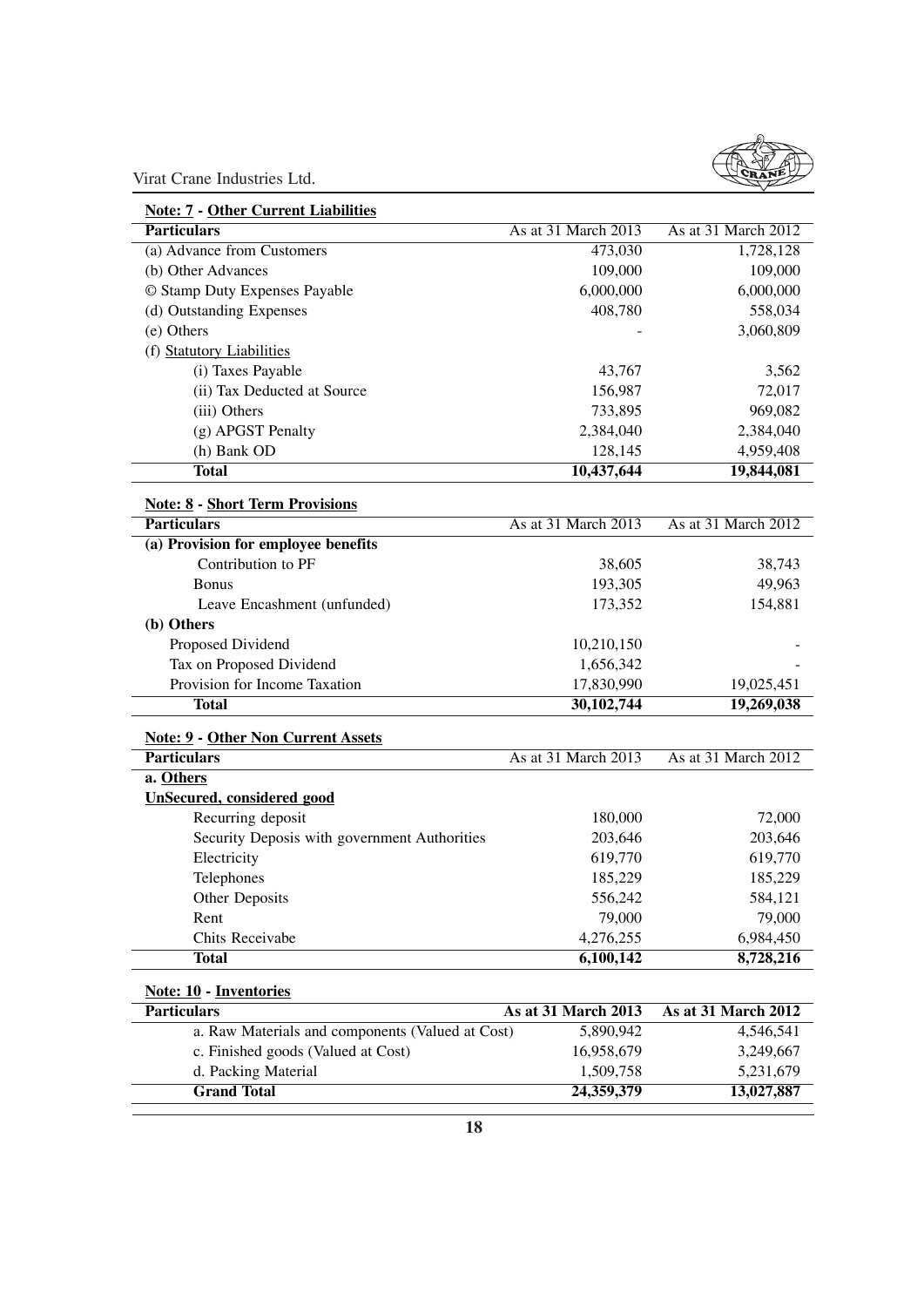**Note: 7 - Other Current Liabilities**

| Particulars | As at 31 March 2013 | As at 31 March 2012 |
|---|---|---|
| (a) Advance from Customers | 473,030 | 1,728,128 |
| (b) Other Advances | 109,000 | 109,000 |
| © Stamp Duty Expenses Payable | 6,000,000 | 6,000,000 |
| (d) Outstanding Expenses | 408,780 | 558,034 |
| (e) Others | - | 3,060,809 |
| (f) Statutory Liabilities | | |
| (i) Taxes Payable | 43,767 | 3,562 |
| (ii) Tax Deducted at Source | 156,987 | 72,017 |
| (iii) Others | 733,895 | 969,082 |
| (g) APGST Penalty | 2,384,040 | 2,384,040 |
| (h) Bank OD | 128,145 | 4,959,408 |
| **Total** | **10,437,644** | **19,844,081** |

**Note: 8 - Short Term Provisions**

| Particulars | As at 31 March 2013 | As at 31 March 2012 |
|---|---|---|
| **(a) Provision for employee benefits** | | |
| Contribution to PF | 38,605 | 38,743 |
| Bonus | 193,305 | 49,963 |
| Leave Encashment (unfunded) | 173,352 | 154,881 |
| **(b) Others** | | |
| Proposed Dividend | 10,210,150 | - |
| Tax on Proposed Dividend | 1,656,342 | - |
| Provision for Income Taxation | 17,830,990 | 19,025,451 |
| **Total** | **30,102,744** | **19,269,038** |

**Note: 9 - Other Non Current Assets**

| Particulars | As at 31 March 2013 | As at 31 March 2012 |
|---|---|---|
| **a. Others** | | |
| **UnSecured, considered good** | | |
| Recurring deposit | 180,000 | 72,000 |
| Security Deposis with government Authorities | 203,646 | 203,646 |
| Electricity | 619,770 | 619,770 |
| Telephones | 185,229 | 185,229 |
| Other Deposits | 556,242 | 584,121 |
| Rent | 79,000 | 79,000 |
| Chits Receivabe | 4,276,255 | 6,984,450 |
| **Total** | **6,100,142** | **8,728,216** |

**Note: 10 - Inventories**

| Particulars | As at 31 March 2013 | As at 31 March 2012 |
|---|---|---|
| a. Raw Materials and components (Valued at Cost) | 5,890,942 | 4,546,541 |
| c. Finished goods (Valued at Cost) | 16,958,679 | 3,249,667 |
| d. Packing Material | 1,509,758 | 5,231,679 |
| **Grand Total** | **24,359,379** | **13,027,887** |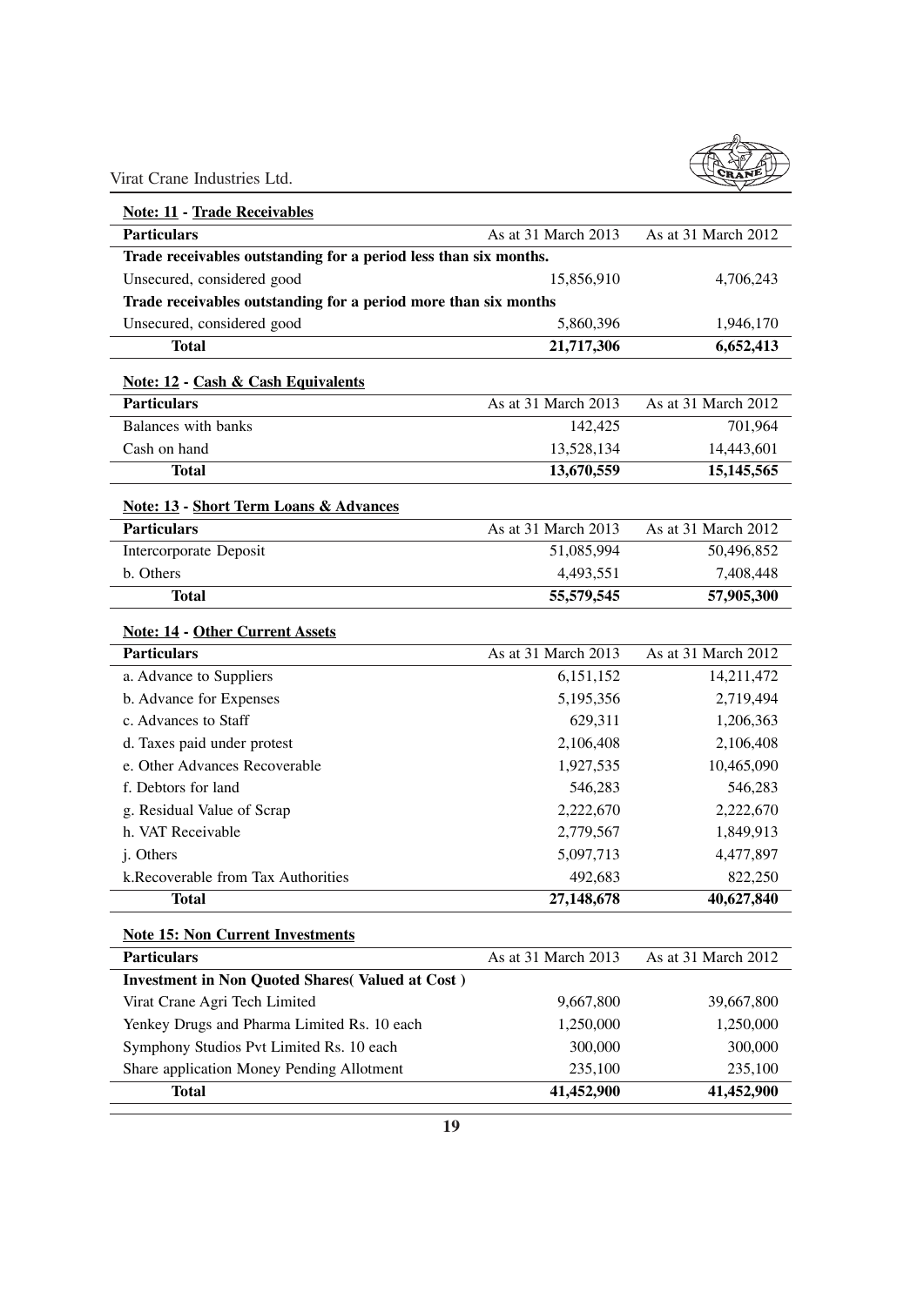**Note: 11 - Trade Receivables**

| Particulars | As at 31 March 2013 | As at 31 March 2012 |
|---|---|---|
| **Trade receivables outstanding for a period less than six months.** | | |
| Unsecured, considered good | 15,856,910 | 4,706,243 |
| **Trade receivables outstanding for a period more than six months** | | |
| Unsecured, considered good | 5,860,396 | 1,946,170 |
| **Total** | **21,717,306** | **6,652,413** |

**Note: 12 - Cash & Cash Equivalents**

| Particulars | As at 31 March 2013 | As at 31 March 2012 |
|---|---|---|
| Balances with banks | 142,425 | 701,964 |
| Cash on hand | 13,528,134 | 14,443,601 |
| **Total** | **13,670,559** | **15,145,565** |

**Note: 13 - Short Term Loans & Advances**

| Particulars | As at 31 March 2013 | As at 31 March 2012 |
|---|---|---|
| Intercorporate Deposit | 51,085,994 | 50,496,852 |
| b. Others | 4,493,551 | 7,408,448 |
| **Total** | **55,579,545** | **57,905,300** |

**Note: 14 - Other Current Assets**

| Particulars | As at 31 March 2013 | As at 31 March 2012 |
|---|---|---|
| a. Advance to Suppliers | 6,151,152 | 14,211,472 |
| b. Advance for Expenses | 5,195,356 | 2,719,494 |
| c. Advances to Staff | 629,311 | 1,206,363 |
| d. Taxes paid under protest | 2,106,408 | 2,106,408 |
| e. Other Advances Recoverable | 1,927,535 | 10,465,090 |
| f. Debtors for land | 546,283 | 546,283 |
| g. Residual Value of Scrap | 2,222,670 | 2,222,670 |
| h. VAT Receivable | 2,779,567 | 1,849,913 |
| j. Others | 5,097,713 | 4,477,897 |
| k.Recoverable from Tax Authorities | 492,683 | 822,250 |
| **Total** | **27,148,678** | **40,627,840** |

**Note 15: Non Current Investments**

| Particulars | As at 31 March 2013 | As at 31 March 2012 |
|---|---|---|
| **Investment in Non Quoted Shares( Valued at Cost )** | | |
| Virat Crane Agri Tech Limited | 9,667,800 | 39,667,800 |
| Yenkey Drugs and Pharma Limited Rs. 10 each | 1,250,000 | 1,250,000 |
| Symphony Studios Pvt Limited Rs. 10 each | 300,000 | 300,000 |
| Share application Money Pending Allotment | 235,100 | 235,100 |
| **Total** | **41,452,900** | **41,452,900** |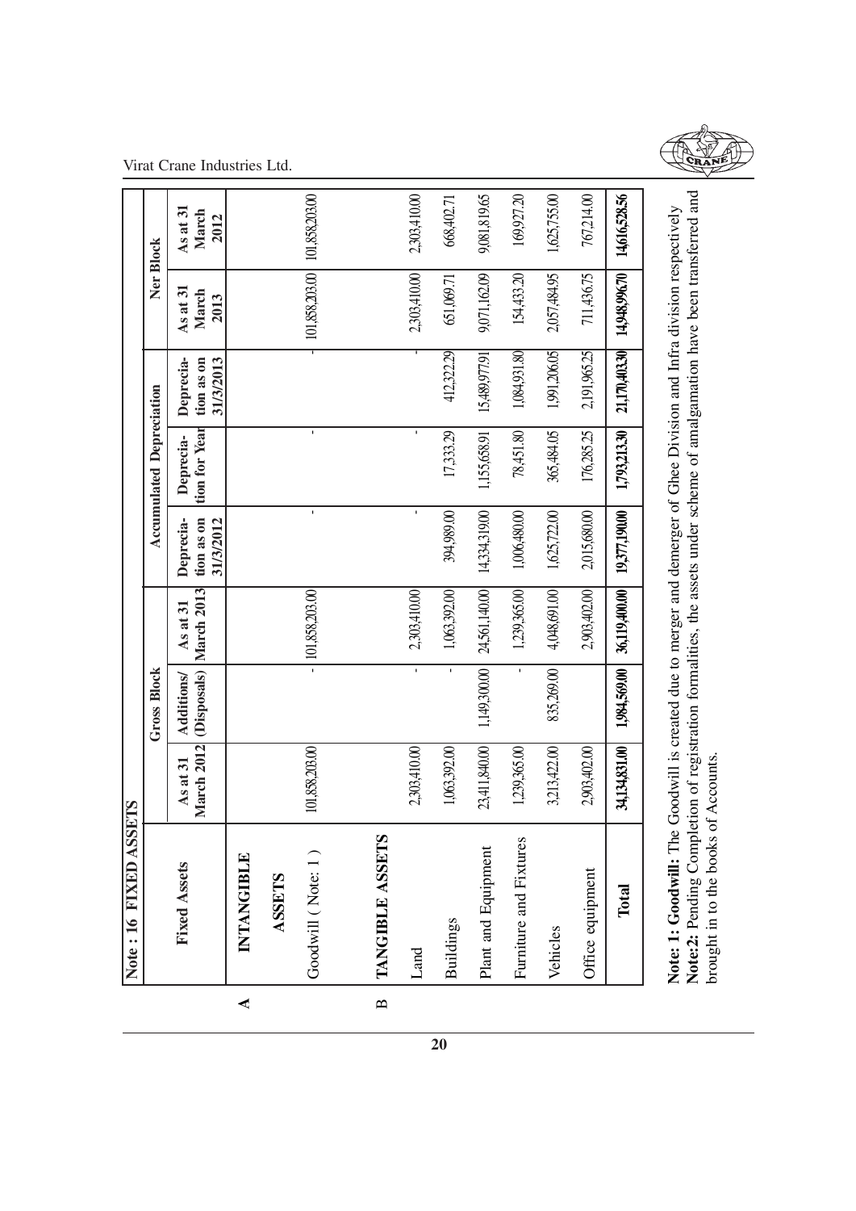## Note : 16 FIXED ASSETS

| | Fixed Assets | Gross Block | | | Accumulated Depreciation | | | Ner Block | |
|---|---|---|---|---|---|---|---|---|---|
| | | As at 31 March 2012 | Additions/ (Disposals) | As at 31 March 2013 | Deprecia-tion as on 31/3/2012 | Deprecia-tion for Year | Deprecia-tion as on 31/3/2013 | As at 31 March 2013 | As at 31 March 2012 |
| A | **INTANGIBLE ASSETS** | | | | | | | | |
| | Goodwill ( Note: 1 ) | 101,858,203.00 | - | 101,858,203.00 | - | - | - | 101,858,203.00 | 101,858,203.00 |
| B | **TANGIBLE ASSETS** | | | | | | | | |
| | Land | 2,303,410.00 | - | 2,303,410.00 | - | - | - | 2,303,410.00 | 2,303,410.00 |
| | Buildings | 1,063,392.00 | - | 1,063,392.00 | 394,989.00 | 17,333.29 | 412,322.29 | 651,069.71 | 668,402.71 |
| | Plant and Equipment | 23,411,840.00 | 1,149,300.00 | 24,561,140.00 | 14,334,319.00 | 1,155,658.91 | 15,489,977.91 | 9,071,162.09 | 9,081,819.65 |
| | Furniture and Fixtures | 1,239,365.00 | - | 1,239,365.00 | 1,006,480.00 | 78,451.80 | 1,084,931.80 | 154,433.20 | 169,927.20 |
| | Vehicles | 3,213,422.00 | 835,269.00 | 4,048,691.00 | 1,625,722.00 | 365,484.05 | 1,991,206.05 | 2,057,484.95 | 1,625,755.00 |
| | Office equipment | 2,903,402.00 | | 2,903,402.00 | 2,015,680.00 | 176,285.25 | 2,191,965.25 | 711,436.75 | 767,214.00 |
| | **Total** | **34,134,831.00** | **1,984,569.00** | **36,119,400.00** | **19,377,190.00** | **1,793,213.30** | **21,170,403.30** | **14,948,996.70** | **14,616,528.56** |

**Note: 1: Goodwill:** The Goodwill is created due to merger and demerger of Ghee Division and Infra division respectively
**Note:2:** Pending Completion of registration formalities, the assets under scheme of amalgamation have been transferred and brought in to the books of Accounts.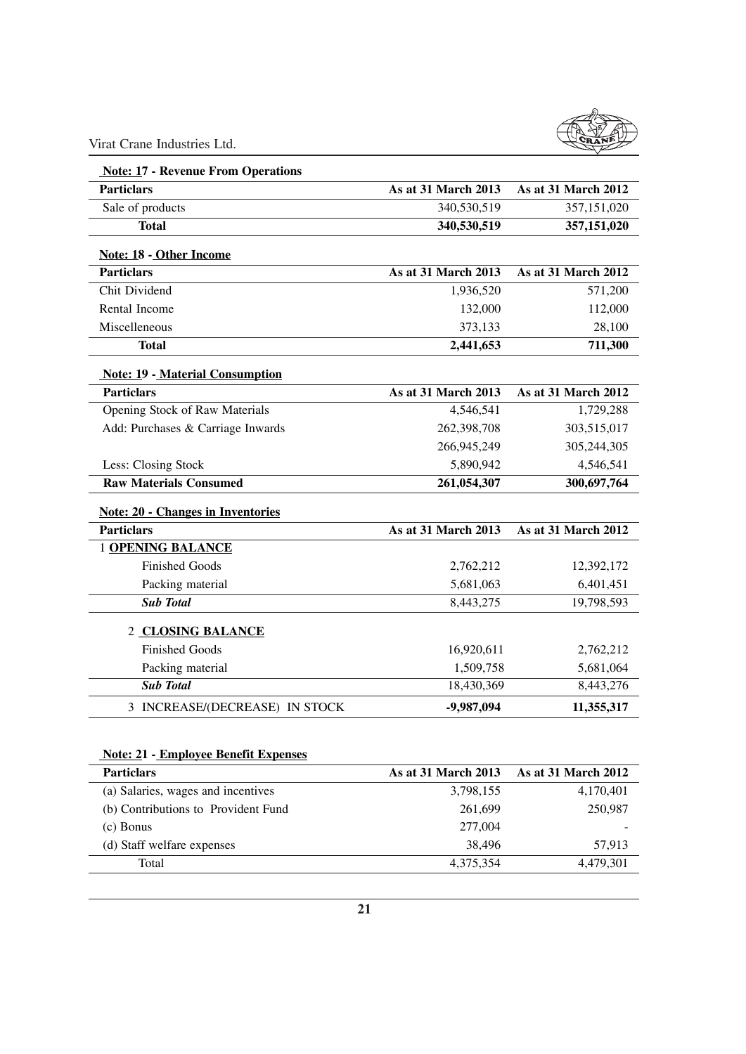**Note: 17 - Revenue From Operations**

| Particlars | As at 31 March 2013 | As at 31 March 2012 |
|---|---|---|
| Sale of products | 340,530,519 | 357,151,020 |
| **Total** | **340,530,519** | **357,151,020** |

**Note: 18 - Other Income**

| Particlars | As at 31 March 2013 | As at 31 March 2012 |
|---|---|---|
| Chit Dividend | 1,936,520 | 571,200 |
| Rental Income | 132,000 | 112,000 |
| Miscelleneous | 373,133 | 28,100 |
| **Total** | **2,441,653** | **711,300** |

**Note: 19 - Material Consumption**

| Particlars | As at 31 March 2013 | As at 31 March 2012 |
|---|---|---|
| Opening Stock of Raw Materials | 4,546,541 | 1,729,288 |
| Add: Purchases & Carriage Inwards | 262,398,708 | 303,515,017 |
| | 266,945,249 | 305,244,305 |
| Less: Closing Stock | 5,890,942 | 4,546,541 |
| **Raw Materials Consumed** | **261,054,307** | **300,697,764** |

**Note: 20 - Changes in Inventories**

| Particlars | As at 31 March 2013 | As at 31 March 2012 |
|---|---|---|
| 1 **OPENING BALANCE** | | |
| Finished Goods | 2,762,212 | 12,392,172 |
| Packing material | 5,681,063 | 6,401,451 |
| ***Sub Total*** | 8,443,275 | 19,798,593 |
| 2 **CLOSING BALANCE** | | |
| Finished Goods | 16,920,611 | 2,762,212 |
| Packing material | 1,509,758 | 5,681,064 |
| ***Sub Total*** | 18,430,369 | 8,443,276 |
| 3 INCREASE/(DECREASE) IN STOCK | **-9,987,094** | **11,355,317** |

**Note: 21 - Employee Benefit Expenses**

| Particlars | As at 31 March 2013 | As at 31 March 2012 |
|---|---|---|
| (a) Salaries, wages and incentives | 3,798,155 | 4,170,401 |
| (b) Contributions to Provident Fund | 261,699 | 250,987 |
| (c) Bonus | 277,004 | - |
| (d) Staff welfare expenses | 38,496 | 57,913 |
| Total | 4,375,354 | 4,479,301 |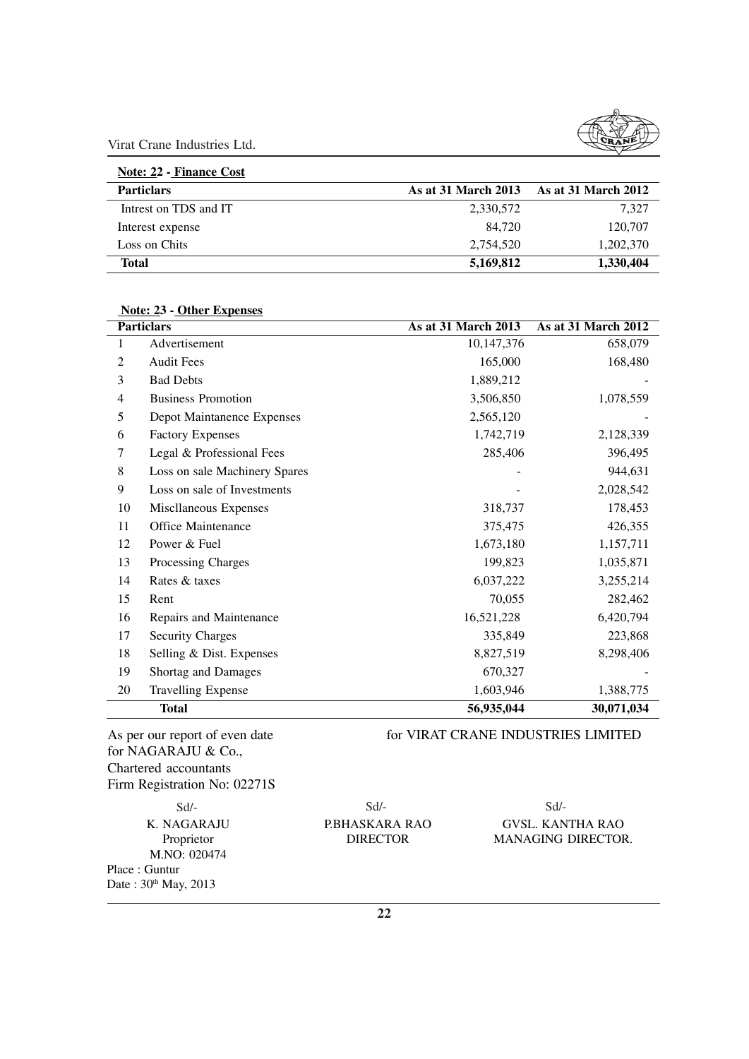**Note: 22 - Finance Cost**

| Particlars | As at 31 March 2013 | As at 31 March 2012 |
|---|---|---|
| Intrest on TDS and IT | 2,330,572 | 7,327 |
| Interest expense | 84,720 | 120,707 |
| Loss on Chits | 2,754,520 | 1,202,370 |
| **Total** | **5,169,812** | **1,330,404** |

**Note: 23 - Other Expenses**

| | Particlars | As at 31 March 2013 | As at 31 March 2012 |
|---|---|---|---|
| 1 | Advertisement | 10,147,376 | 658,079 |
| 2 | Audit Fees | 165,000 | 168,480 |
| 3 | Bad Debts | 1,889,212 | - |
| 4 | Business Promotion | 3,506,850 | 1,078,559 |
| 5 | Depot Maintanence Expenses | 2,565,120 | - |
| 6 | Factory Expenses | 1,742,719 | 2,128,339 |
| 7 | Legal & Professional Fees | 285,406 | 396,495 |
| 8 | Loss on sale Machinery Spares | - | 944,631 |
| 9 | Loss on sale of Investments | - | 2,028,542 |
| 10 | Miscllaneous Expenses | 318,737 | 178,453 |
| 11 | Office Maintenance | 375,475 | 426,355 |
| 12 | Power & Fuel | 1,673,180 | 1,157,711 |
| 13 | Processing Charges | 199,823 | 1,035,871 |
| 14 | Rates & taxes | 6,037,222 | 3,255,214 |
| 15 | Rent | 70,055 | 282,462 |
| 16 | Repairs and Maintenance | 16,521,228 | 6,420,794 |
| 17 | Security Charges | 335,849 | 223,868 |
| 18 | Selling & Dist. Expenses | 8,827,519 | 8,298,406 |
| 19 | Shortag and Damages | 670,327 | - |
| 20 | Travelling Expense | 1,603,946 | 1,388,775 |
| | **Total** | **56,935,044** | **30,071,034** |

As per our report of even date
for NAGARAJU & Co.,
Chartered accountants
Firm Registration No: 02271S

for VIRAT CRANE INDUSTRIES LIMITED

| Sd/- | Sd/- | Sd/- |
|---|---|---|
| K. NAGARAJU | P.BHASKARA RAO | GVSL. KANTHA RAO |
| Proprietor | DIRECTOR | MANAGING DIRECTOR. |
| M.NO: 020474 | | |

Place : Guntur
Date : 30th May, 2013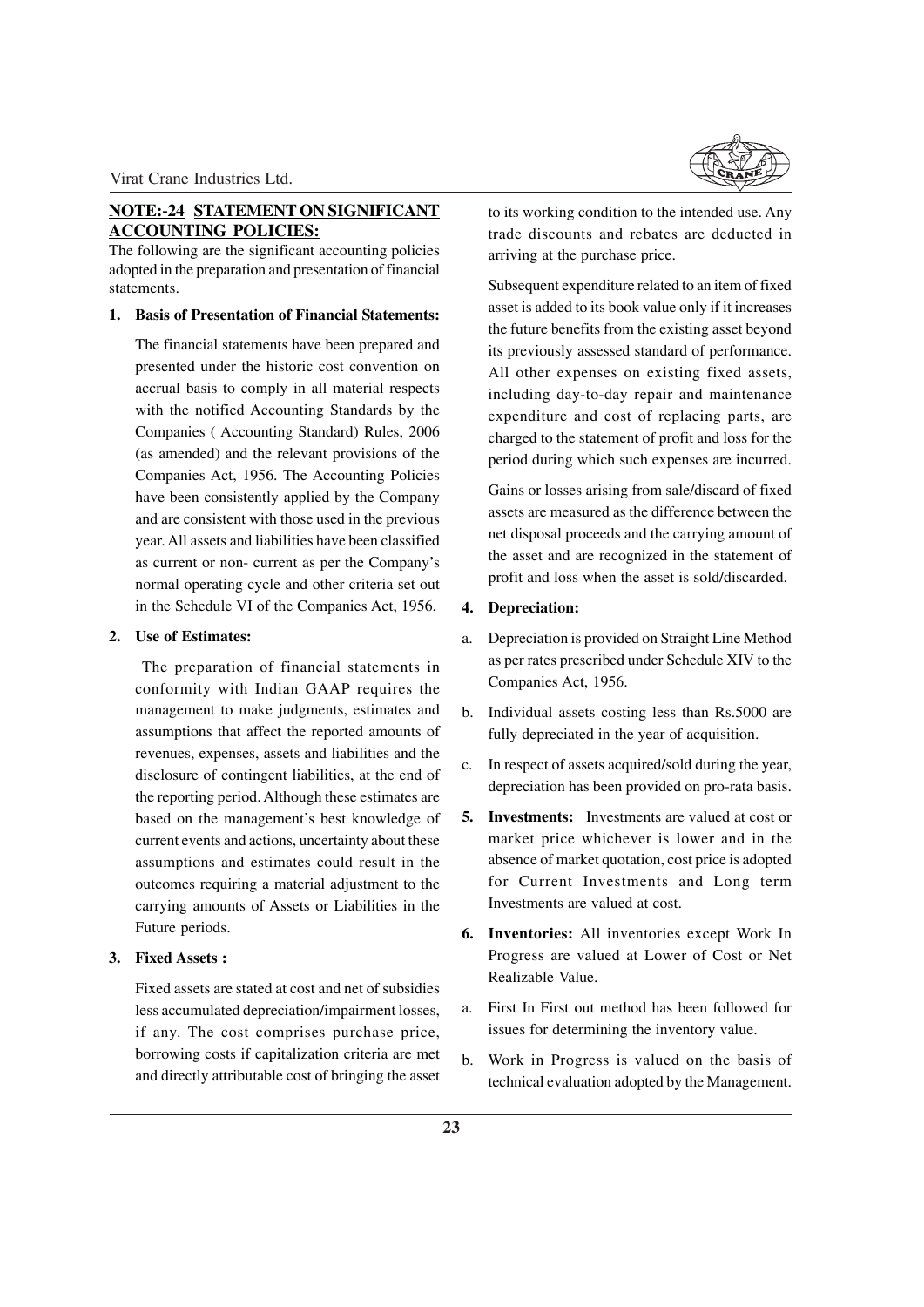## NOTE:-24 STATEMENT ON SIGNIFICANT ACCOUNTING POLICIES:

The following are the significant accounting policies adopted in the preparation and presentation of financial statements.

**1. Basis of Presentation of Financial Statements:**

The financial statements have been prepared and presented under the historic cost convention on accrual basis to comply in all material respects with the notified Accounting Standards by the Companies ( Accounting Standard) Rules, 2006 (as amended) and the relevant provisions of the Companies Act, 1956. The Accounting Policies have been consistently applied by the Company and are consistent with those used in the previous year. All assets and liabilities have been classified as current or non- current as per the Company's normal operating cycle and other criteria set out in the Schedule VI of the Companies Act, 1956.

**2. Use of Estimates:**

The preparation of financial statements in conformity with Indian GAAP requires the management to make judgments, estimates and assumptions that affect the reported amounts of revenues, expenses, assets and liabilities and the disclosure of contingent liabilities, at the end of the reporting period. Although these estimates are based on the management's best knowledge of current events and actions, uncertainty about these assumptions and estimates could result in the outcomes requiring a material adjustment to the carrying amounts of Assets or Liabilities in the Future periods.

**3. Fixed Assets :**

Fixed assets are stated at cost and net of subsidies less accumulated depreciation/impairment losses, if any. The cost comprises purchase price, borrowing costs if capitalization criteria are met and directly attributable cost of bringing the asset to its working condition to the intended use. Any trade discounts and rebates are deducted in arriving at the purchase price.

Subsequent expenditure related to an item of fixed asset is added to its book value only if it increases the future benefits from the existing asset beyond its previously assessed standard of performance. All other expenses on existing fixed assets, including day-to-day repair and maintenance expenditure and cost of replacing parts, are charged to the statement of profit and loss for the period during which such expenses are incurred.

Gains or losses arising from sale/discard of fixed assets are measured as the difference between the net disposal proceeds and the carrying amount of the asset and are recognized in the statement of profit and loss when the asset is sold/discarded.

**4. Depreciation:**

a. Depreciation is provided on Straight Line Method as per rates prescribed under Schedule XIV to the Companies Act, 1956.

b. Individual assets costing less than Rs.5000 are fully depreciated in the year of acquisition.

c. In respect of assets acquired/sold during the year, depreciation has been provided on pro-rata basis.

**5. Investments:** Investments are valued at cost or market price whichever is lower and in the absence of market quotation, cost price is adopted for Current Investments and Long term Investments are valued at cost.

**6. Inventories:** All inventories except Work In Progress are valued at Lower of Cost or Net Realizable Value.

a. First In First out method has been followed for issues for determining the inventory value.

b. Work in Progress is valued on the basis of technical evaluation adopted by the Management.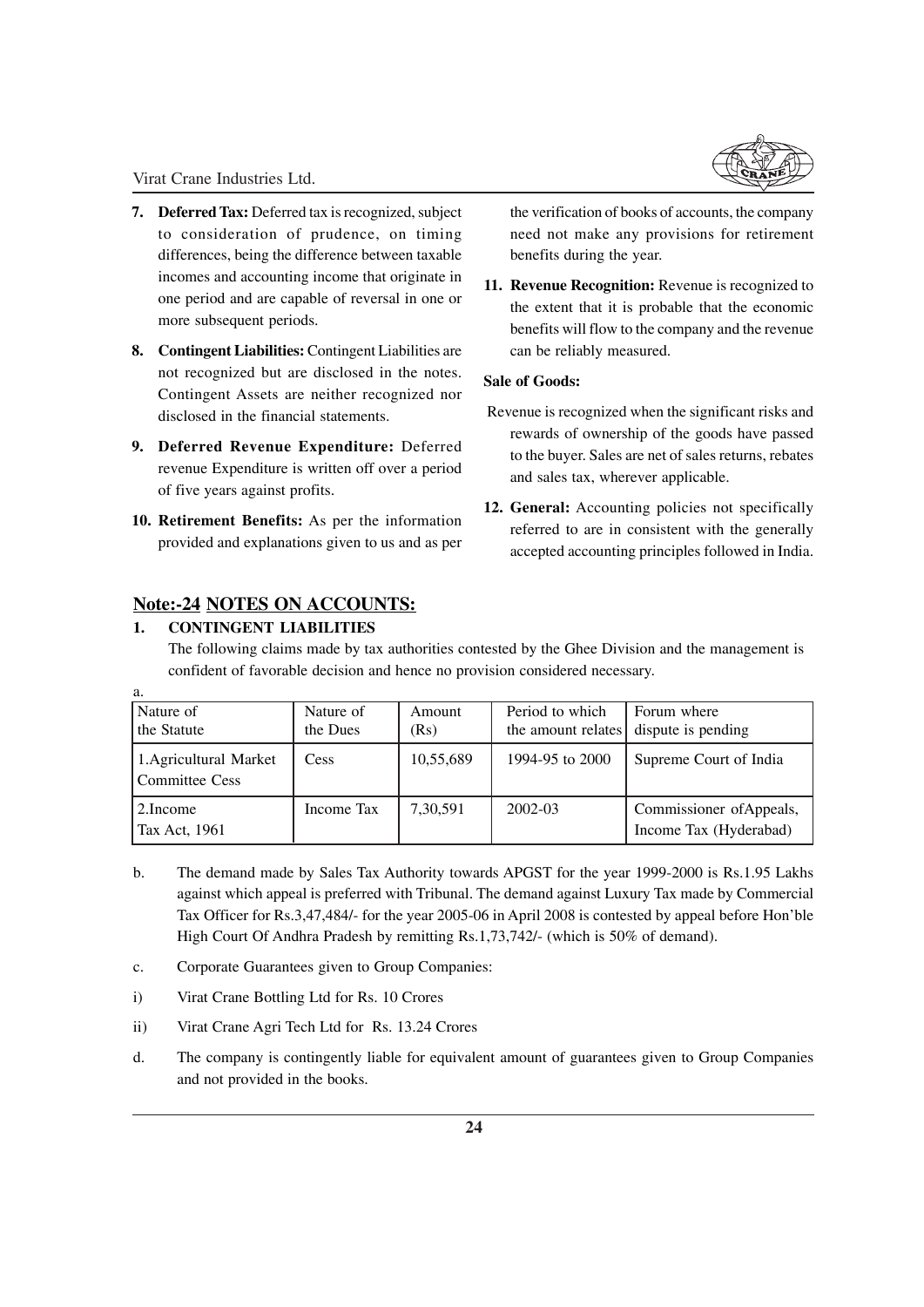7. **Deferred Tax:** Deferred tax is recognized, subject to consideration of prudence, on timing differences, being the difference between taxable incomes and accounting income that originate in one period and are capable of reversal in one or more subsequent periods.

8. **Contingent Liabilities:** Contingent Liabilities are not recognized but are disclosed in the notes. Contingent Assets are neither recognized nor disclosed in the financial statements.

9. **Deferred Revenue Expenditure:** Deferred revenue Expenditure is written off over a period of five years against profits.

10. **Retirement Benefits:** As per the information provided and explanations given to us and as per the verification of books of accounts, the company need not make any provisions for retirement benefits during the year.

11. **Revenue Recognition:** Revenue is recognized to the extent that it is probable that the economic benefits will flow to the company and the revenue can be reliably measured.

**Sale of Goods:**

Revenue is recognized when the significant risks and rewards of ownership of the goods have passed to the buyer. Sales are net of sales returns, rebates and sales tax, wherever applicable.

12. **General:** Accounting policies not specifically referred to are in consistent with the generally accepted accounting principles followed in India.

## Note:-24 NOTES ON ACCOUNTS:

**1. CONTINGENT LIABILITIES**

The following claims made by tax authorities contested by the Ghee Division and the management is confident of favorable decision and hence no provision considered necessary.

a.

| Nature of the Statute | Nature of the Dues | Amount (Rs) | Period to which the amount relates | Forum where dispute is pending |
|---|---|---|---|---|
| 1.Agricultural Market Committee Cess | Cess | 10,55,689 | 1994-95 to 2000 | Supreme Court of India |
| 2.Income Tax Act, 1961 | Income Tax | 7,30,591 | 2002-03 | Commissioner of Appeals, Income Tax (Hyderabad) |

b. The demand made by Sales Tax Authority towards APGST for the year 1999-2000 is Rs.1.95 Lakhs against which appeal is preferred with Tribunal. The demand against Luxury Tax made by Commercial Tax Officer for Rs.3,47,484/- for the year 2005-06 in April 2008 is contested by appeal before Hon'ble High Court Of Andhra Pradesh by remitting Rs.1,73,742/- (which is 50% of demand).

c. Corporate Guarantees given to Group Companies:

i) Virat Crane Bottling Ltd for Rs. 10 Crores

ii) Virat Crane Agri Tech Ltd for Rs. 13.24 Crores

d. The company is contingently liable for equivalent amount of guarantees given to Group Companies and not provided in the books.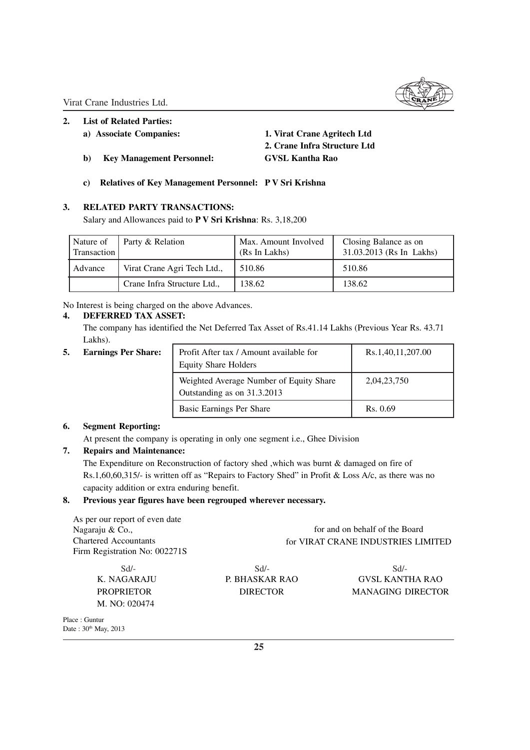**2. List of Related Parties:**

**a) Associate Companies:** **1. Virat Crane Agritech Ltd**
**2. Crane Infra Structure Ltd**

**b) Key Management Personnel:** **GVSL Kantha Rao**

**c) Relatives of Key Management Personnel: P V Sri Krishna**

**3. RELATED PARTY TRANSACTIONS:**

Salary and Allowances paid to **P V Sri Krishna**: Rs. 3,18,200

| Nature of Transaction | Party & Relation | Max. Amount Involved (Rs In Lakhs) | Closing Balance as on 31.03.2013 (Rs In Lakhs) |
|---|---|---|---|
| Advance | Virat Crane Agri Tech Ltd., | 510.86 | 510.86 |
| | Crane Infra Structure Ltd., | 138.62 | 138.62 |

No Interest is being charged on the above Advances.

**4. DEFERRED TAX ASSET:**

The company has identified the Net Deferred Tax Asset of Rs.41.14 Lakhs (Previous Year Rs. 43.71 Lakhs).

**5. Earnings Per Share:**

| | |
|---|---|
| Profit After tax / Amount available for Equity Share Holders | Rs.1,40,11,207.00 |
| Weighted Average Number of Equity Share Outstanding as on 31.3.2013 | 2,04,23,750 |
| Basic Earnings Per Share | Rs. 0.69 |

**6. Segment Reporting:**

At present the company is operating in only one segment i.e., Ghee Division

**7. Repairs and Maintenance:**

The Expenditure on Reconstruction of factory shed ,which was burnt & damaged on fire of Rs.1,60,60,315/- is written off as "Repairs to Factory Shed" in Profit & Loss A/c, as there was no capacity addition or extra enduring benefit.

**8. Previous year figures have been regrouped wherever necessary.**

As per our report of even date
Nagaraju & Co.,
Chartered Accountants
Firm Registration No: 002271S

for and on behalf of the Board
for VIRAT CRANE INDUSTRIES LIMITED

Sd/-
K. NAGARAJU
PROPRIETOR
M. NO: 020474

Sd/-
P. BHASKAR RAO
DIRECTOR

Sd/-
GVSL KANTHA RAO
MANAGING DIRECTOR

Place : Guntur
Date : 30th May, 2013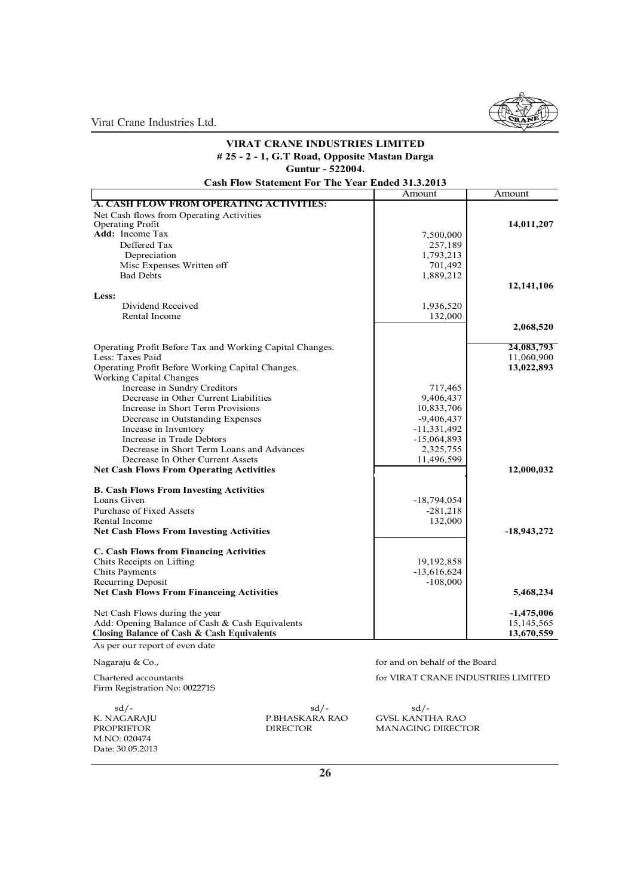# VIRAT CRANE INDUSTRIES LIMITED

**# 25 - 2 - 1, G.T Road, Opposite Mastan Darga**

**Guntur - 522004.**

**Cash Flow Statement For The Year Ended 31.3.2013**

| | Amount | Amount |
|---|---|---|
| **A. CASH FLOW FROM OPERATING ACTIVITIES:** | | |
| Net Cash flows from Operating Activities | | |
| Operating Profit | | **14,011,207** |
| **Add:** Income Tax | 7,500,000 | |
| Deffered Tax | 257,189 | |
| Depreciation | 1,793,213 | |
| Misc Expenses Written off | 701,492 | |
| Bad Debts | 1,889,212 | |
| | | **12,141,106** |
| **Less:** | | |
| Dividend Received | 1,936,520 | |
| Rental Income | 132,000 | |
| | | **2,068,520** |
| Operating Profit Before Tax and Working Capital Changes. | | **24,083,793** |
| Less: Taxes Paid | | 11,060,900 |
| Operating Profit Before Working Capital Changes. | | **13,022,893** |
| Working Capital Changes | | |
| Increase in Sundry Creditors | 717,465 | |
| Decrease in Other Current Liabilities | 9,406,437 | |
| Increase in Short Term Provisions | 10,833,706 | |
| Decrease in Outstanding Expenses | -9,406,437 | |
| Incease in Inventory | -11,331,492 | |
| Increase in Trade Debtors | -15,064,893 | |
| Decrease in Short Term Loans and Advances | 2,325,755 | |
| Decrease In Other Current Assets | 11,496,599 | |
| **Net Cash Flows From Operating Activities** | | **12,000,032** |
| **B. Cash Flows From Investing Activities** | | |
| Loans Given | -18,794,054 | |
| Purchase of Fixed Assets | -281,218 | |
| Rental Income | 132,000 | |
| **Net Cash Flows From Investing Activities** | | **-18,943,272** |
| **C. Cash Flows from Financing Activities** | | |
| Chits Receipts on Lifting | 19,192,858 | |
| Chits Payments | -13,616,624 | |
| Recurring Deposit | -108,000 | |
| **Net Cash Flows From Financeing Activities** | | **5,468,234** |
| Net Cash Flows during the year | | **-1,475,006** |
| Add: Opening Balance of Cash & Cash Equivalents | | 15,145,565 |
| **Closing Balance of Cash & Cash Equivalents** | | **13,670,559** |

As per our report of even date

Nagaraju & Co.,

Chartered accountants

Firm Registration No: 002271S

for and on behalf of the Board

for VIRAT CRANE INDUSTRIES LIMITED

| sd/- | sd/- | sd/- |
|---|---|---|
| K. NAGARAJU | P.BHASKARA RAO | GVSL KANTHA RAO |
| PROPRIETOR | DIRECTOR | MANAGING DIRECTOR |
| M.NO: 020474 | | |
| Date: 30.05.2013 | | |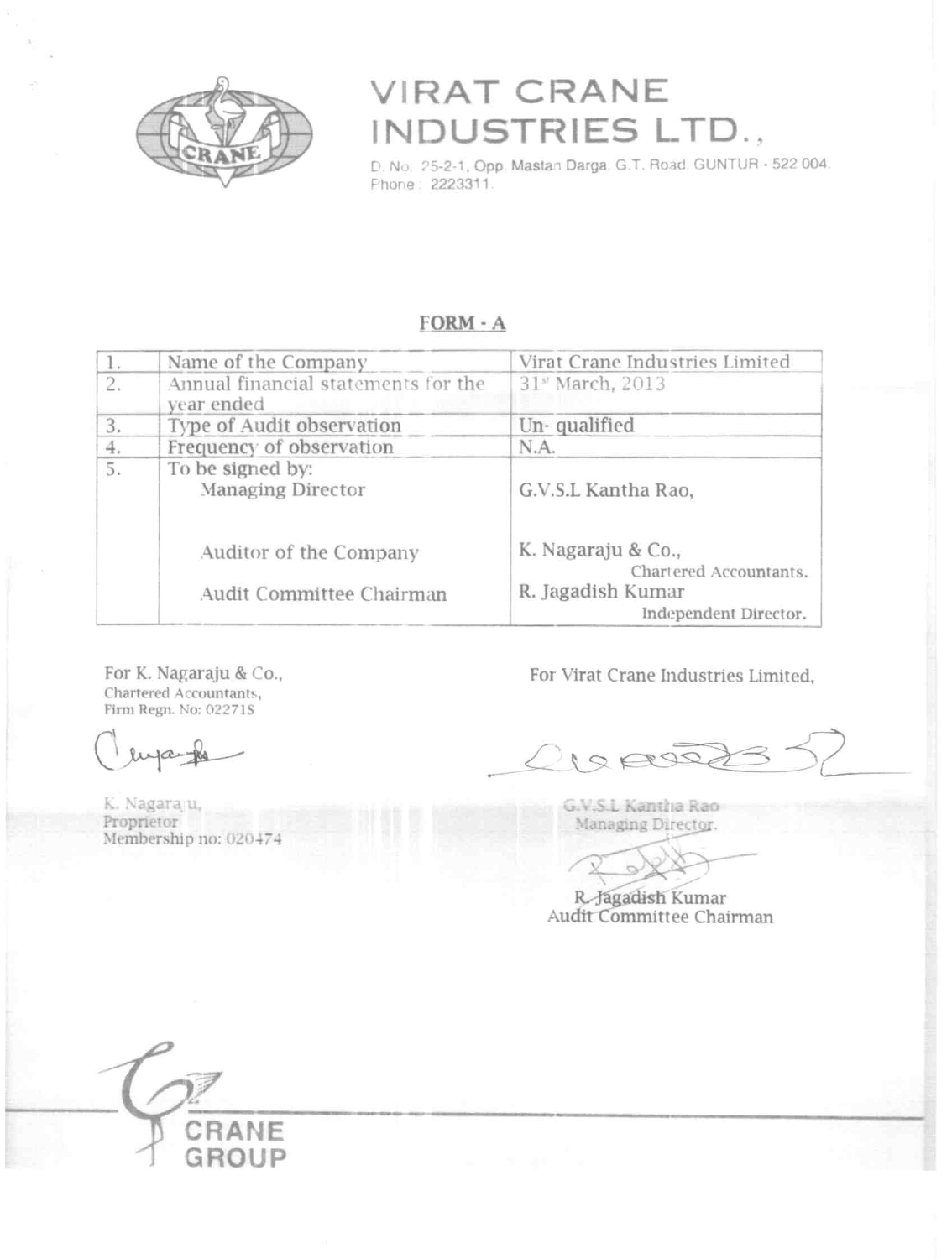# VIRAT CRANE INDUSTRIES LTD.,

D. No. 25-2-1, Opp. Mastan Darga, G.T. Road, GUNTUR - 522 004.
Phone : 2223311.

## FORM - A

| | | |
|---|---|---|
| 1. | Name of the Company | Virat Crane Industries Limited |
| 2. | Annual financial statements for the year ended | 31st March, 2013 |
| 3. | Type of Audit observation | Un- qualified |
| 4. | Frequency of observation | N.A. |
| 5. | To be signed by:<br>Managing Director<br><br>Auditor of the Company<br><br>Audit Committee Chairman | <br>G.V.S.L Kantha Rao,<br><br>K. Nagaraju & Co.,<br>Chartered Accountants.<br>R. Jagadish Kumar<br>Independent Director. |

For K. Nagaraju & Co.,
Chartered Accountants,
Firm Regn. No: 02271S

K. Nagaraju,
Proprietor
Membership no: 020474

For Virat Crane Industries Limited,

G.V.S.L Kantha Rao
Managing Director.

R. Jagadish Kumar
Audit Committee Chairman

CRANE GROUP